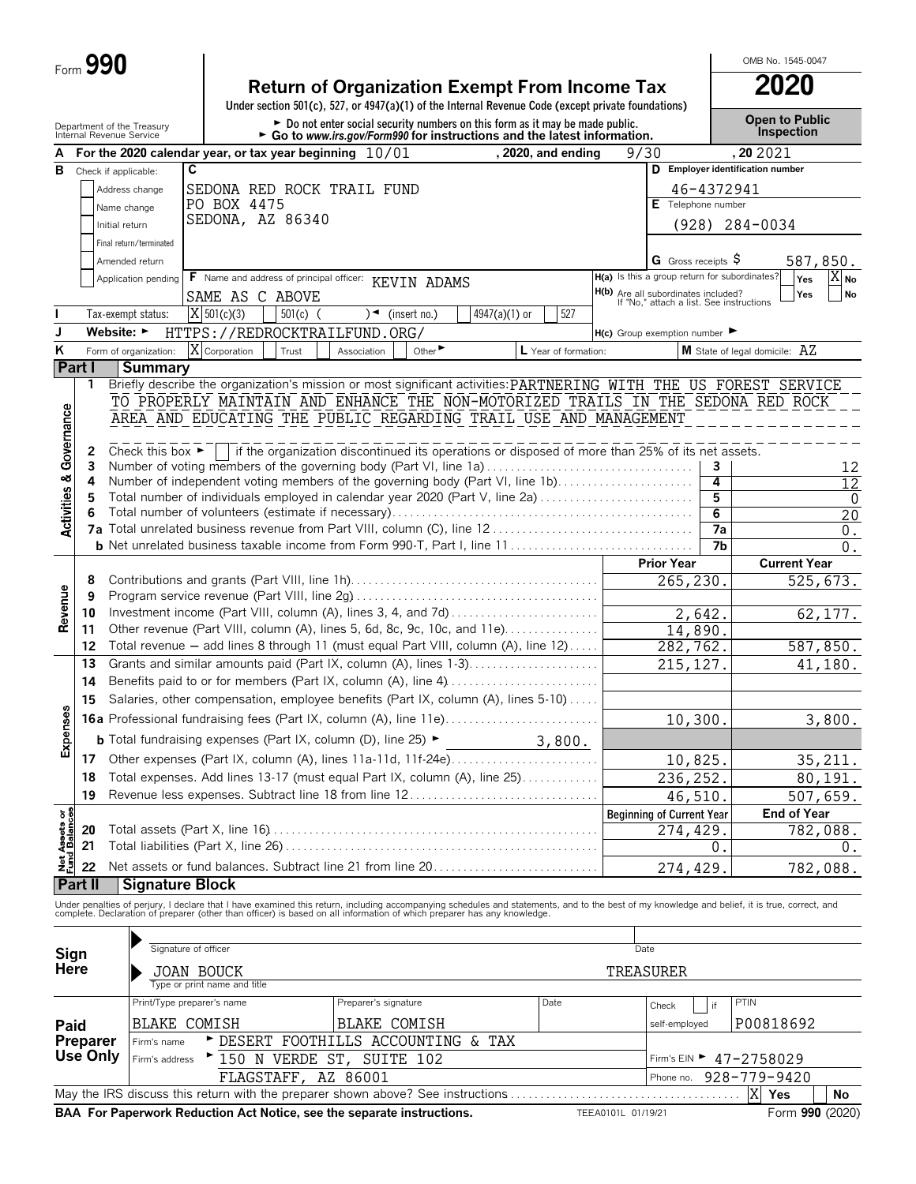Form **990**

# Return of Organization Exempt From Income Tax

**2020**

Under section 501(c), 527, or 4947(a)(1) of the Internal Revenue Code (except private foundations)

Department of the Treasury Internal Revenue Service

► Do not enter social security numbers on this form as it may be made public.
► Go to *www.irs.gov/Form990* for instructions and the latest information.

OMB No. 1545-0047

**Open to Public Inspection**

**A** For the 2020 calendar year, or tax year beginning 10/01 , 2020, and ending 9/30 , 20 2021

**B** Check if applicable:
- Address change
- Name change
- Initial return
- Final return/terminated
- Amended return
- Application pending

**C**
SEDONA RED ROCK TRAIL FUND
PO BOX 4475
SEDONA, AZ 86340

**D** Employer identification number: 46-4372941

**E** Telephone number: (928) 284-0034

**G** Gross receipts $ 587,850.

**F** Name and address of principal officer: KEVIN ADAMS
SAME AS C ABOVE

**H(a)** Is this a group return for subordinates? Yes [ ] No [X]

**H(b)** Are all subordinates included? Yes [ ] No [ ]
If "No," attach a list. See instructions

**I** Tax-exempt status: [X] 501(c)(3) [ ] 501(c) ( ) ◄ (insert no.) [ ] 4947(a)(1) or [ ] 527

**J** Website: ► HTTPS://REDROCKTRAILFUND.ORG/

**H(c)** Group exemption number ►

**K** Form of organization: [X] Corporation [ ] Trust [ ] Association [ ] Other ►

**L** Year of formation:

**M** State of legal domicile: AZ

## Part I Summary

### Activities & Governance

1 Briefly describe the organization's mission or most significant activities: PARTNERING WITH THE US FOREST SERVICE TO PROPERLY MAINTAIN AND ENHANCE THE NON-MOTORIZED TRAILS IN THE SEDONA RED ROCK AREA AND EDUCATING THE PUBLIC REGARDING TRAIL USE AND MANAGEMENT

2 Check this box ► [ ] if the organization discontinued its operations or disposed of more than 25% of its net assets.

| | | | |
|---|---|---|---|
| 3 | Number of voting members of the governing body (Part VI, line 1a) | 3 | 12 |
| 4 | Number of independent voting members of the governing body (Part VI, line 1b) | 4 | 12 |
| 5 | Total number of individuals employed in calendar year 2020 (Part V, line 2a) | 5 | 0 |
| 6 | Total number of volunteers (estimate if necessary) | 6 | 20 |
| 7a | Total unrelated business revenue from Part VIII, column (C), line 12 | 7a | 0. |
| b | Net unrelated business taxable income from Form 990-T, Part I, line 11 | 7b | 0. |

### Revenue

| | | Prior Year | Current Year |
|---|---|---|---|
| 8 | Contributions and grants (Part VIII, line 1h) | 265,230. | 525,673. |
| 9 | Program service revenue (Part VIII, line 2g) | | |
| 10 | Investment income (Part VIII, column (A), lines 3, 4, and 7d) | 2,642. | 62,177. |
| 11 | Other revenue (Part VIII, column (A), lines 5, 6d, 8c, 9c, 10c, and 11e) | 14,890. | |
| 12 | Total revenue — add lines 8 through 11 (must equal Part VIII, column (A), line 12) | 282,762. | 587,850. |

### Expenses

| | | Prior Year | Current Year |
|---|---|---|---|
| 13 | Grants and similar amounts paid (Part IX, column (A), lines 1-3) | 215,127. | 41,180. |
| 14 | Benefits paid to or for members (Part IX, column (A), line 4) | | |
| 15 | Salaries, other compensation, employee benefits (Part IX, column (A), lines 5-10) | | |
| 16a | Professional fundraising fees (Part IX, column (A), line 11e) | 10,300. | 3,800. |
| b | Total fundraising expenses (Part IX, column (D), line 25) ► 3,800. | | |
| 17 | Other expenses (Part IX, column (A), lines 11a-11d, 11f-24e) | 10,825. | 35,211. |
| 18 | Total expenses. Add lines 13-17 (must equal Part IX, column (A), line 25) | 236,252. | 80,191. |
| 19 | Revenue less expenses. Subtract line 18 from line 12 | 46,510. | 507,659. |

### Net Assets or Fund Balances

| | | Beginning of Current Year | End of Year |
|---|---|---|---|
| 20 | Total assets (Part X, line 16) | 274,429. | 782,088. |
| 21 | Total liabilities (Part X, line 26) | 0. | 0. |
| 22 | Net assets or fund balances. Subtract line 21 from line 20 | 274,429. | 782,088. |

## Part II Signature Block

Under penalties of perjury, I declare that I have examined this return, including accompanying schedules and statements, and to the best of my knowledge and belief, it is true, correct, and complete. Declaration of preparer (other than officer) is based on all information of which preparer has any knowledge.

**Sign Here**

Signature of officer ► Date

JOAN BOUCK TREASURER
Type or print name and title

**Paid Preparer Use Only**

| Print/Type preparer's name | Preparer's signature | Date | Check [ ] if self-employed | PTIN |
|---|---|---|---|---|
| BLAKE COMISH | BLAKE COMISH | | | P00818692 |

Firm's name ► DESERT FOOTHILLS ACCOUNTING & TAX

Firm's address ► 150 N VERDE ST, SUITE 102, FLAGSTAFF, AZ 86001

Firm's EIN ► 47-2758029

Phone no. 928-779-9420

May the IRS discuss this return with the preparer shown above? See instructions [X] Yes [ ] No

**BAA For Paperwork Reduction Act Notice, see the separate instructions.** TEEA0101L 01/19/21 Form **990** (2020)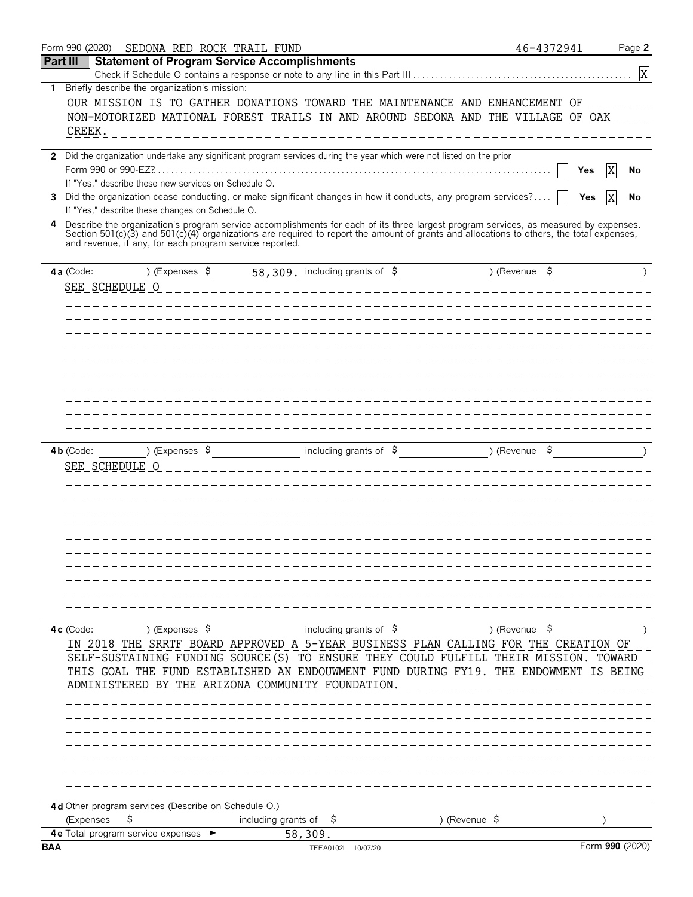Form 990 (2020) SEDONA RED ROCK TRAIL FUND 46-4372941 Page **2**

## Part III Statement of Program Service Accomplishments

Check if Schedule O contains a response or note to any line in this Part III . . . . . . . . . . [X]

**1** Briefly describe the organization's mission:

OUR MISSION IS TO GATHER DONATIONS TOWARD THE MAINTENANCE AND ENHANCEMENT OF NON-MOTORIZED MATIONAL FOREST TRAILS IN AND AROUND SEDONA AND THE VILLAGE OF OAK CREEK.

**2** Did the organization undertake any significant program services during the year which were not listed on the prior Form 990 or 990-EZ? . . . . . . . . . . [ ] Yes [X] No

If "Yes," describe these new services on Schedule O.

**3** Did the organization cease conducting, or make significant changes in how it conducts, any program services? . . . . [ ] Yes [X] No

If "Yes," describe these changes on Schedule O.

**4** Describe the organization's program service accomplishments for each of its three largest program services, as measured by expenses. Section 501(c)(3) and 501(c)(4) organizations are required to report the amount of grants and allocations to others, the total expenses, and revenue, if any, for each program service reported.

**4a** (Code: ) (Expenses $ 58,309. including grants of $ ) (Revenue $ )

SEE SCHEDULE O

**4b** (Code: ) (Expenses $ including grants of $ ) (Revenue $ )

SEE SCHEDULE O

**4c** (Code: ) (Expenses $ including grants of $ ) (Revenue $ )

IN 2018 THE SRRTF BOARD APPROVED A 5-YEAR BUSINESS PLAN CALLING FOR THE CREATION OF SELF-SUSTAINING FUNDING SOURCE(S) TO ENSURE THEY COULD FULFILL THEIR MISSION. TOWARD THIS GOAL THE FUND ESTABLISHED AN ENDOUWMENT FUND DURING FY19. THE ENDOWMENT IS BEING ADMINISTERED BY THE ARIZONA COMMUNITY FOUNDATION.

**4d** Other program services (Describe on Schedule O.)

(Expenses $ including grants of $ ) (Revenue $ )

**4e** Total program service expenses ► 58,309.

BAA TEEA0102L 10/07/20 Form **990** (2020)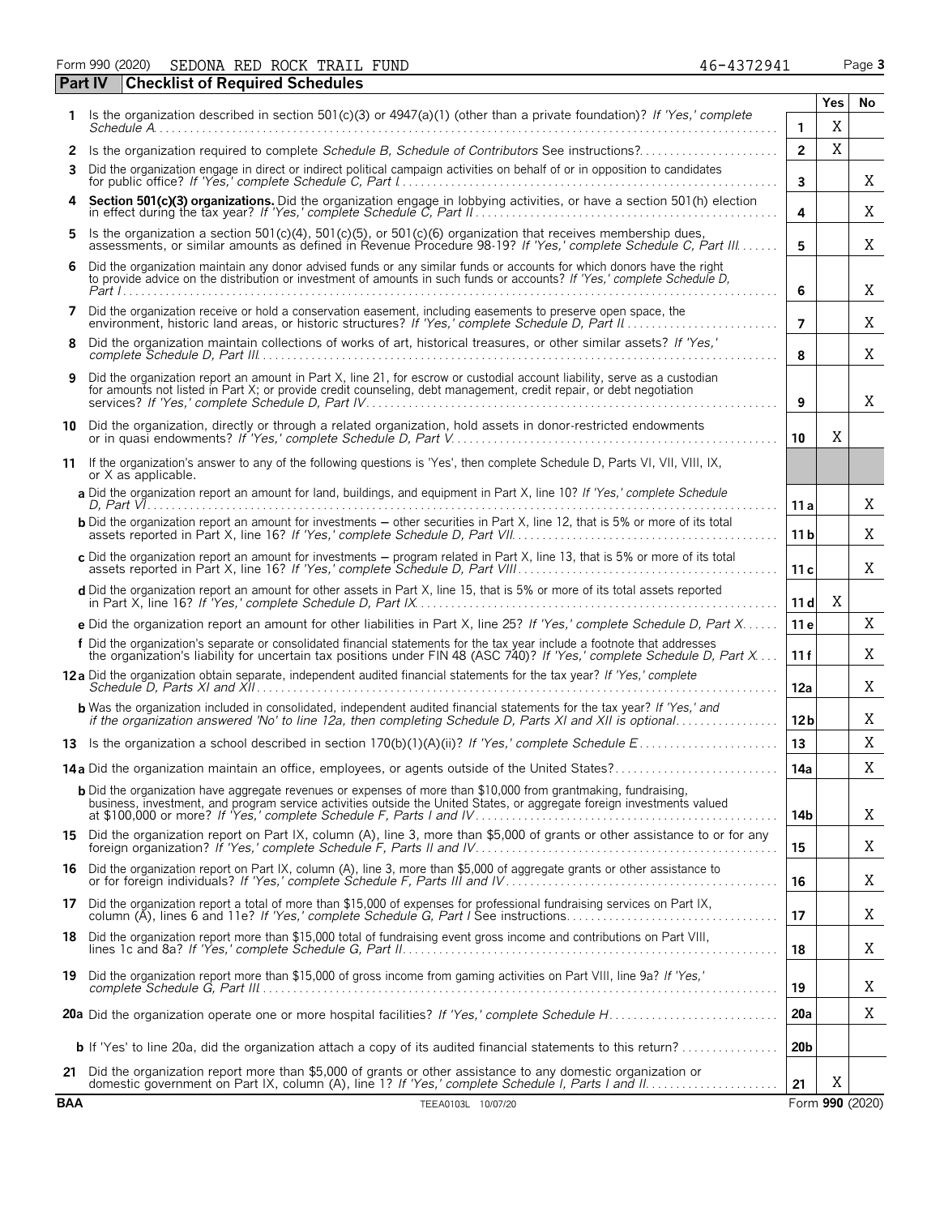Form 990 (2020) SEDONA RED ROCK TRAIL FUND 46-4372941 Page **3**

## Part IV Checklist of Required Schedules

| | | | Yes | No |
|---|---|---|---|---|
| **1** | Is the organization described in section 501(c)(3) or 4947(a)(1) (other than a private foundation)? *If 'Yes,' complete Schedule A* | **1** | X | |
| **2** | Is the organization required to complete *Schedule B, Schedule of Contributors* See instructions? | **2** | X | |
| **3** | Did the organization engage in direct or indirect political campaign activities on behalf of or in opposition to candidates for public office? *If 'Yes,' complete Schedule C, Part I* | **3** | | X |
| **4** | **Section 501(c)(3) organizations.** Did the organization engage in lobbying activities, or have a section 501(h) election in effect during the tax year? *If 'Yes,' complete Schedule C, Part II* | **4** | | X |
| **5** | Is the organization a section 501(c)(4), 501(c)(5), or 501(c)(6) organization that receives membership dues, assessments, or similar amounts as defined in Revenue Procedure 98-19? *If 'Yes,' complete Schedule C, Part III* | **5** | | X |
| **6** | Did the organization maintain any donor advised funds or any similar funds or accounts for which donors have the right to provide advice on the distribution or investment of amounts in such funds or accounts? *If 'Yes,' complete Schedule D, Part I* | **6** | | X |
| **7** | Did the organization receive or hold a conservation easement, including easements to preserve open space, the environment, historic land areas, or historic structures? *If 'Yes,' complete Schedule D, Part II* | **7** | | X |
| **8** | Did the organization maintain collections of works of art, historical treasures, or other similar assets? *If 'Yes,' complete Schedule D, Part III* | **8** | | X |
| **9** | Did the organization report an amount in Part X, line 21, for escrow or custodial account liability, serve as a custodian for amounts not listed in Part X; or provide credit counseling, debt management, credit repair, or debt negotiation services? *If 'Yes,' complete Schedule D, Part IV* | **9** | | X |
| **10** | Did the organization, directly or through a related organization, hold assets in donor-restricted endowments or in quasi endowments? *If 'Yes,' complete Schedule D, Part V* | **10** | X | |
| **11** | If the organization's answer to any of the following questions is 'Yes', then complete Schedule D, Parts VI, VII, VIII, IX, or X as applicable. | | | |
| | **a** Did the organization report an amount for land, buildings, and equipment in Part X, line 10? *If 'Yes,' complete Schedule D, Part VI* | **11 a** | | X |
| | **b** Did the organization report an amount for investments – other securities in Part X, line 12, that is 5% or more of its total assets reported in Part X, line 16? *If 'Yes,' complete Schedule D, Part VII* | **11 b** | | X |
| | **c** Did the organization report an amount for investments – program related in Part X, line 13, that is 5% or more of its total assets reported in Part X, line 16? *If 'Yes,' complete Schedule D, Part VIII* | **11 c** | | X |
| | **d** Did the organization report an amount for other assets in Part X, line 15, that is 5% or more of its total assets reported in Part X, line 16? *If 'Yes,' complete Schedule D, Part IX* | **11 d** | X | |
| | **e** Did the organization report an amount for other liabilities in Part X, line 25? *If 'Yes,' complete Schedule D, Part X* | **11 e** | | X |
| | **f** Did the organization's separate or consolidated financial statements for the tax year include a footnote that addresses the organization's liability for uncertain tax positions under FIN 48 (ASC 740)? *If 'Yes,' complete Schedule D, Part X* | **11 f** | | X |
| **12 a** | Did the organization obtain separate, independent audited financial statements for the tax year? *If 'Yes,' complete Schedule D, Parts XI and XII* | **12a** | | X |
| | **b** Was the organization included in consolidated, independent audited financial statements for the tax year? *If 'Yes,' and if the organization answered 'No' to line 12a, then completing Schedule D, Parts XI and XII is optional* | **12b** | | X |
| **13** | Is the organization a school described in section 170(b)(1)(A)(ii)? *If 'Yes,' complete Schedule E* | **13** | | X |
| **14 a** | Did the organization maintain an office, employees, or agents outside of the United States? | **14a** | | X |
| | **b** Did the organization have aggregate revenues or expenses of more than $10,000 from grantmaking, fundraising, business, investment, and program service activities outside the United States, or aggregate foreign investments valued at $100,000 or more? *If 'Yes,' complete Schedule F, Parts I and IV* | **14b** | | X |
| **15** | Did the organization report on Part IX, column (A), line 3, more than $5,000 of grants or other assistance to or for any foreign organization? *If 'Yes,' complete Schedule F, Parts II and IV* | **15** | | X |
| **16** | Did the organization report on Part IX, column (A), line 3, more than $5,000 of aggregate grants or other assistance to or for foreign individuals? *If 'Yes,' complete Schedule F, Parts III and IV* | **16** | | X |
| **17** | Did the organization report a total of more than $15,000 of expenses for professional fundraising services on Part IX, column (A), lines 6 and 11e? *If 'Yes,' complete Schedule G, Part I* See instructions | **17** | | X |
| **18** | Did the organization report more than $15,000 total of fundraising event gross income and contributions on Part VIII, lines 1c and 8a? *If 'Yes,' complete Schedule G, Part II* | **18** | | X |
| **19** | Did the organization report more than $15,000 of gross income from gaming activities on Part VIII, line 9a? *If 'Yes,' complete Schedule G, Part III* | **19** | | X |
| **20 a** | Did the organization operate one or more hospital facilities? *If 'Yes,' complete Schedule H* | **20a** | | X |
| | **b** If 'Yes' to line 20a, did the organization attach a copy of its audited financial statements to this return? | **20b** | | |
| **21** | Did the organization report more than $5,000 of grants or other assistance to any domestic organization or domestic government on Part IX, column (A), line 1? *If 'Yes,' complete Schedule I, Parts I and II* | **21** | X | |

**BAA** TEEA0103L 10/07/20 Form **990** (2020)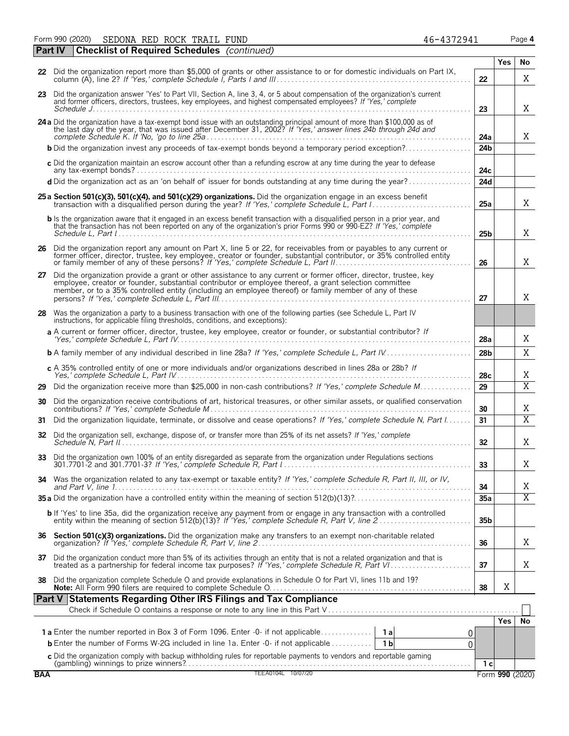Form 990 (2020) SEDONA RED ROCK TRAIL FUND 46-4372941

## Part IV Checklist of Required Schedules *(continued)*

| | | | Yes | No |
|---|---|---|---|---|
| **22** | Did the organization report more than $5,000 of grants or other assistance to or for domestic individuals on Part IX, column (A), line 2? *If 'Yes,' complete Schedule I, Parts I and III* | 22 | | X |
| **23** | Did the organization answer 'Yes' to Part VII, Section A, line 3, 4, or 5 about compensation of the organization's current and former officers, directors, trustees, key employees, and highest compensated employees? *If 'Yes,' complete Schedule J* | 23 | | X |
| **24a** | Did the organization have a tax-exempt bond issue with an outstanding principal amount of more than $100,000 as of the last day of the year, that was issued after December 31, 2002? *If 'Yes,' answer lines 24b through 24d and complete Schedule K. If 'No,' go to line 25a* | 24a | | X |
| **b** | Did the organization invest any proceeds of tax-exempt bonds beyond a temporary period exception? | 24b | | |
| **c** | Did the organization maintain an escrow account other than a refunding escrow at any time during the year to defease any tax-exempt bonds? | 24c | | |
| **d** | Did the organization act as an 'on behalf of' issuer for bonds outstanding at any time during the year? | 24d | | |
| **25a** | **Section 501(c)(3), 501(c)(4), and 501(c)(29) organizations.** Did the organization engage in an excess benefit transaction with a disqualified person during the year? *If 'Yes,' complete Schedule L, Part I* | 25a | | X |
| **b** | Is the organization aware that it engaged in an excess benefit transaction with a disqualified person in a prior year, and that the transaction has not been reported on any of the organization's prior Forms 990 or 990-EZ? *If 'Yes,' complete Schedule L, Part I* | 25b | | X |
| **26** | Did the organization report any amount on Part X, line 5 or 22, for receivables from or payables to any current or former officer, director, trustee, key employee, creator or founder, substantial contributor, or 35% controlled entity or family member of any of these persons? *If 'Yes,' complete Schedule L, Part II* | 26 | | X |
| **27** | Did the organization provide a grant or other assistance to any current or former officer, director, trustee, key employee, creator or founder, substantial contributor or employee thereof, a grant selection committee member, or to a 35% controlled entity (including an employee thereof) or family member of any of these persons? *If 'Yes,' complete Schedule L, Part III* | 27 | | X |
| **28** | Was the organization a party to a business transaction with one of the following parties (see Schedule L, Part IV instructions, for applicable filing thresholds, conditions, and exceptions): | | | |
| **a** | A current or former officer, director, trustee, key employee, creator or founder, or substantial contributor? *If 'Yes,' complete Schedule L, Part IV* | 28a | | X |
| **b** | A family member of any individual described in line 28a? *If 'Yes,' complete Schedule L, Part IV* | 28b | | X |
| **c** | A 35% controlled entity of one or more individuals and/or organizations described in lines 28a or 28b? *If Yes,' complete Schedule L, Part IV* | 28c | | X |
| **29** | Did the organization receive more than $25,000 in non-cash contributions? *If 'Yes,' complete Schedule M* | 29 | | X |
| **30** | Did the organization receive contributions of art, historical treasures, or other similar assets, or qualified conservation contributions? *If 'Yes,' complete Schedule M* | 30 | | X |
| **31** | Did the organization liquidate, terminate, or dissolve and cease operations? *If 'Yes,' complete Schedule N, Part I* | 31 | | X |
| **32** | Did the organization sell, exchange, dispose of, or transfer more than 25% of its net assets? *If 'Yes,' complete Schedule N, Part II* | 32 | | X |
| **33** | Did the organization own 100% of an entity disregarded as separate from the organization under Regulations sections 301.7701-2 and 301.7701-3? *If 'Yes,' complete Schedule R, Part I* | 33 | | X |
| **34** | Was the organization related to any tax-exempt or taxable entity? *If 'Yes,' complete Schedule R, Part II, III, or IV, and Part V, line 1* | 34 | | X |
| **35a** | Did the organization have a controlled entity within the meaning of section 512(b)(13)? | 35a | | X |
| **b** | If 'Yes' to line 35a, did the organization receive any payment from or engage in any transaction with a controlled entity within the meaning of section 512(b)(13)? *If 'Yes,' complete Schedule R, Part V, line 2* | 35b | | |
| **36** | **Section 501(c)(3) organizations.** Did the organization make any transfers to an exempt non-charitable related organization? *If 'Yes,' complete Schedule R, Part V, line 2* | 36 | | X |
| **37** | Did the organization conduct more than 5% of its activities through an entity that is not a related organization and that is treated as a partnership for federal income tax purposes? *If 'Yes,' complete Schedule R, Part VI* | 37 | | X |
| **38** | Did the organization complete Schedule O and provide explanations in Schedule O for Part VI, lines 11b and 19? **Note:** All Form 990 filers are required to complete Schedule O. | 38 | X | |

## Part V Statements Regarding Other IRS Filings and Tax Compliance

Check if Schedule O contains a response or note to any line in this Part V ☐

| | | | | | Yes | No |
|---|---|---|---|---|---|---|
| **1a** | Enter the number reported in Box 3 of Form 1096. Enter -0- if not applicable | 1a | 0 | | | |
| **b** | Enter the number of Forms W-2G included in line 1a. Enter -0- if not applicable | 1b | 0 | | | |
| **c** | Did the organization comply with backup withholding rules for reportable payments to vendors and reportable gaming (gambling) winnings to prize winners? | | | 1c | | |

BAA TEEA0104L 10/07/20 Form **990** (2020)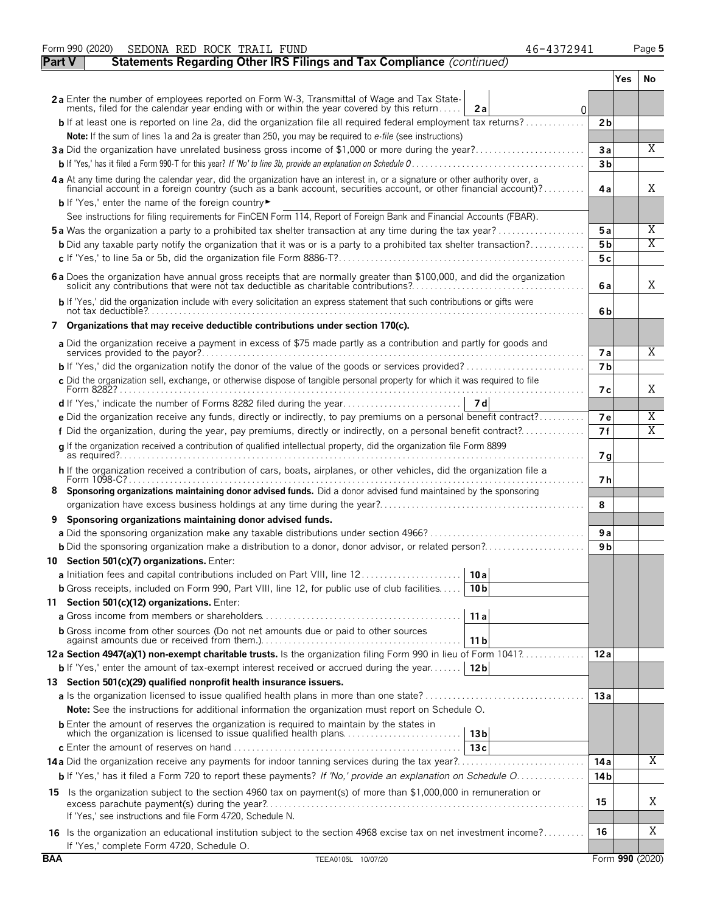Form 990 (2020) SEDONA RED ROCK TRAIL FUND 46-4372941 Page 5

## Part V Statements Regarding Other IRS Filings and Tax Compliance *(continued)*

| | | | Yes | No |
|---|---|---|---|---|
| **2a** | Enter the number of employees reported on Form W-3, Transmittal of Wage and Tax Statements, filed for the calendar year ending with or within the year covered by this return . . . . . **2a** 0 | | | |
| **b** | If at least one is reported on line 2a, did the organization file all required federal employment tax returns? | 2b | | |
| | **Note:** If the sum of lines 1a and 2a is greater than 250, you may be required to *e-file* (see instructions) | | | |
| **3a** | Did the organization have unrelated business gross income of $1,000 or more during the year? | 3a | | X |
| **b** | If 'Yes,' has it filed a Form 990-T for this year? *If 'No' to line 3b, provide an explanation on Schedule O* | 3b | | |
| **4a** | At any time during the calendar year, did the organization have an interest in, or a signature or other authority over, a financial account in a foreign country (such as a bank account, securities account, or other financial account)? | 4a | | X |
| **b** | If 'Yes,' enter the name of the foreign country ► | | | |
| | See instructions for filing requirements for FinCEN Form 114, Report of Foreign Bank and Financial Accounts (FBAR). | | | |
| **5a** | Was the organization a party to a prohibited tax shelter transaction at any time during the tax year? | 5a | | X |
| **b** | Did any taxable party notify the organization that it was or is a party to a prohibited tax shelter transaction? | 5b | | X |
| **c** | If 'Yes,' to line 5a or 5b, did the organization file Form 8886-T? | 5c | | |
| **6a** | Does the organization have annual gross receipts that are normally greater than $100,000, and did the organization solicit any contributions that were not tax deductible as charitable contributions? | 6a | | X |
| **b** | If 'Yes,' did the organization include with every solicitation an express statement that such contributions or gifts were not tax deductible? | 6b | | |
| **7** | **Organizations that may receive deductible contributions under section 170(c).** | | | |
| **a** | Did the organization receive a payment in excess of $75 made partly as a contribution and partly for goods and services provided to the payor? | 7a | | X |
| **b** | If 'Yes,' did the organization notify the donor of the value of the goods or services provided? | 7b | | |
| **c** | Did the organization sell, exchange, or otherwise dispose of tangible personal property for which it was required to file Form 8282? | 7c | | X |
| **d** | If 'Yes,' indicate the number of Forms 8282 filed during the year . . . . . **7d** | | | |
| **e** | Did the organization receive any funds, directly or indirectly, to pay premiums on a personal benefit contract? | 7e | | X |
| **f** | Did the organization, during the year, pay premiums, directly or indirectly, on a personal benefit contract? | 7f | | X |
| **g** | If the organization received a contribution of qualified intellectual property, did the organization file Form 8899 as required? | 7g | | |
| **h** | If the organization received a contribution of cars, boats, airplanes, or other vehicles, did the organization file a Form 1098-C? | 7h | | |
| **8** | **Sponsoring organizations maintaining donor advised funds.** Did a donor advised fund maintained by the sponsoring organization have excess business holdings at any time during the year? | 8 | | |
| **9** | **Sponsoring organizations maintaining donor advised funds.** | | | |
| **a** | Did the sponsoring organization make any taxable distributions under section 4966? | 9a | | |
| **b** | Did the sponsoring organization make a distribution to a donor, donor advisor, or related person? | 9b | | |
| **10** | **Section 501(c)(7) organizations.** Enter: | | | |
| **a** | Initiation fees and capital contributions included on Part VIII, line 12 . . . . . **10a** | | | |
| **b** | Gross receipts, included on Form 990, Part VIII, line 12, for public use of club facilities . . . . . **10b** | | | |
| **11** | **Section 501(c)(12) organizations.** Enter: | | | |
| **a** | Gross income from members or shareholders . . . . . **11a** | | | |
| **b** | Gross income from other sources (Do not net amounts due or paid to other sources against amounts due or received from them.) . . . . . **11b** | | | |
| **12a** | **Section 4947(a)(1) non-exempt charitable trusts.** Is the organization filing Form 990 in lieu of Form 1041? | 12a | | |
| **b** | If 'Yes,' enter the amount of tax-exempt interest received or accrued during the year . . . . . **12b** | | | |
| **13** | **Section 501(c)(29) qualified nonprofit health insurance issuers.** | | | |
| **a** | Is the organization licensed to issue qualified health plans in more than one state? | 13a | | |
| | **Note:** See the instructions for additional information the organization must report on Schedule O. | | | |
| **b** | Enter the amount of reserves the organization is required to maintain by the states in which the organization is licensed to issue qualified health plans . . . . . **13b** | | | |
| **c** | Enter the amount of reserves on hand . . . . . **13c** | | | |
| **14a** | Did the organization receive any payments for indoor tanning services during the tax year? | 14a | | X |
| **b** | If 'Yes,' has it filed a Form 720 to report these payments? *If 'No,' provide an explanation on Schedule O* | 14b | | |
| **15** | Is the organization subject to the section 4960 tax on payment(s) of more than $1,000,000 in remuneration or excess parachute payment(s) during the year? | 15 | | X |
| | If 'Yes,' see instructions and file Form 4720, Schedule N. | | | |
| **16** | Is the organization an educational institution subject to the section 4968 excise tax on net investment income? | 16 | | X |
| | If 'Yes,' complete Form 4720, Schedule O. | | | |

BAA TEEA0105L 10/07/20 Form **990** (2020)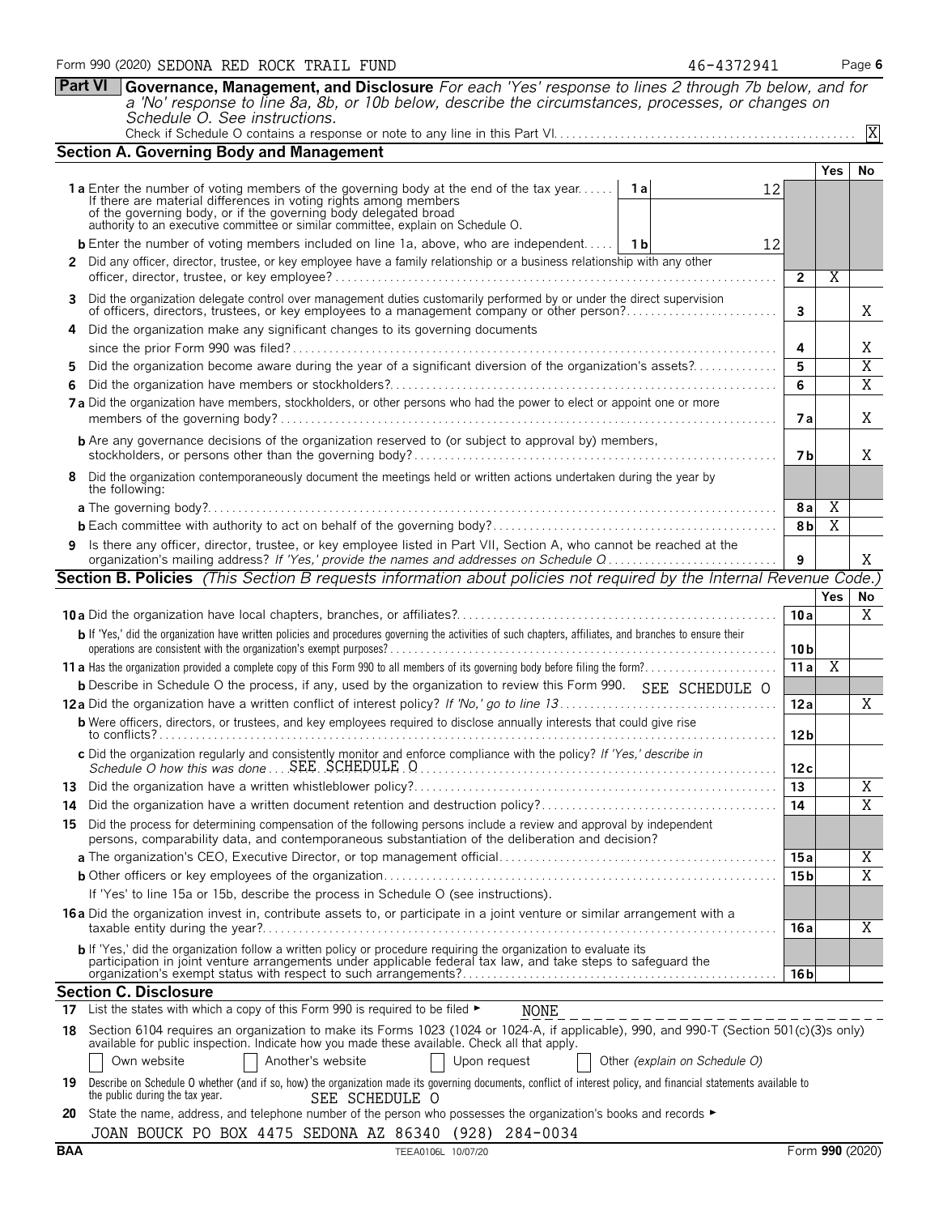Form 990 (2020) SEDONA RED ROCK TRAIL FUND 46-4372941

**Part VI** **Governance, Management, and Disclosure** *For each 'Yes' response to lines 2 through 7b below, and for a 'No' response to line 8a, 8b, or 10b below, describe the circumstances, processes, or changes on Schedule O. See instructions.*

Check if Schedule O contains a response or note to any line in this Part VI . . . X

## Section A. Governing Body and Management

| | | | Yes | No |
|---|---|---|---|---|
| **1a** Enter the number of voting members of the governing body at the end of the tax year. If there are material differences in voting rights among members of the governing body, or if the governing body delegated broad authority to an executive committee or similar committee, explain on Schedule O. | 1a 12 | | | |
| **b** Enter the number of voting members included on line 1a, above, who are independent. | 1b 12 | | | |
| **2** Did any officer, director, trustee, or key employee have a family relationship or a business relationship with any other officer, director, trustee, or key employee? | | 2 | X | |
| **3** Did the organization delegate control over management duties customarily performed by or under the direct supervision of officers, directors, trustees, or key employees to a management company or other person? | | 3 | | X |
| **4** Did the organization make any significant changes to its governing documents since the prior Form 990 was filed? | | 4 | | X |
| **5** Did the organization become aware during the year of a significant diversion of the organization's assets? | | 5 | | X |
| **6** Did the organization have members or stockholders? | | 6 | | X |
| **7a** Did the organization have members, stockholders, or other persons who had the power to elect or appoint one or more members of the governing body? | | 7a | | X |
| **b** Are any governance decisions of the organization reserved to (or subject to approval by) members, stockholders, or persons other than the governing body? | | 7b | | X |
| **8** Did the organization contemporaneously document the meetings held or written actions undertaken during the year by the following: | | | | |
| **a** The governing body? | | 8a | X | |
| **b** Each committee with authority to act on behalf of the governing body? | | 8b | X | |
| **9** Is there any officer, director, trustee, or key employee listed in Part VII, Section A, who cannot be reached at the organization's mailing address? *If 'Yes,' provide the names and addresses on Schedule O* | | 9 | | X |

## Section B. Policies *(This Section B requests information about policies not required by the Internal Revenue Code.)*

| | | Yes | No |
|---|---|---|---|
| **10a** Did the organization have local chapters, branches, or affiliates? | 10a | | X |
| **b** If 'Yes,' did the organization have written policies and procedures governing the activities of such chapters, affiliates, and branches to ensure their operations are consistent with the organization's exempt purposes? | 10b | | |
| **11a** Has the organization provided a complete copy of this Form 990 to all members of its governing body before filing the form? | 11a | X | |
| **b** Describe in Schedule O the process, if any, used by the organization to review this Form 990. SEE SCHEDULE O | | | |
| **12a** Did the organization have a written conflict of interest policy? *If 'No,' go to line 13* | 12a | | X |
| **b** Were officers, directors, or trustees, and key employees required to disclose annually interests that could give rise to conflicts? | 12b | | |
| **c** Did the organization regularly and consistently monitor and enforce compliance with the policy? *If 'Yes,' describe in Schedule O how this was done* SEE SCHEDULE O | 12c | | |
| **13** Did the organization have a written whistleblower policy? | 13 | | X |
| **14** Did the organization have a written document retention and destruction policy? | 14 | | X |
| **15** Did the process for determining compensation of the following persons include a review and approval by independent persons, comparability data, and contemporaneous substantiation of the deliberation and decision? | | | |
| **a** The organization's CEO, Executive Director, or top management official | 15a | | X |
| **b** Other officers or key employees of the organization | 15b | | X |
| If 'Yes' to line 15a or 15b, describe the process in Schedule O (see instructions). | | | |
| **16a** Did the organization invest in, contribute assets to, or participate in a joint venture or similar arrangement with a taxable entity during the year? | 16a | | X |
| **b** If 'Yes,' did the organization follow a written policy or procedure requiring the organization to evaluate its participation in joint venture arrangements under applicable federal tax law, and take steps to safeguard the organization's exempt status with respect to such arrangements? | 16b | | |

## Section C. Disclosure

**17** List the states with which a copy of this Form 990 is required to be filed ► NONE

**18** Section 6104 requires an organization to make its Forms 1023 (1024 or 1024-A, if applicable), 990, and 990-T (Section 501(c)(3)s only) available for public inspection. Indicate how you made these available. Check all that apply.

☐ Own website ☐ Another's website ☐ Upon request ☐ Other *(explain on Schedule O)*

**19** Describe on Schedule O whether (and if so, how) the organization made its governing documents, conflict of interest policy, and financial statements available to the public during the tax year. SEE SCHEDULE O

**20** State the name, address, and telephone number of the person who possesses the organization's books and records ►

JOAN BOUCK PO BOX 4475 SEDONA AZ 86340 (928) 284-0034

BAA TEEA0106L 10/07/20 Form **990** (2020)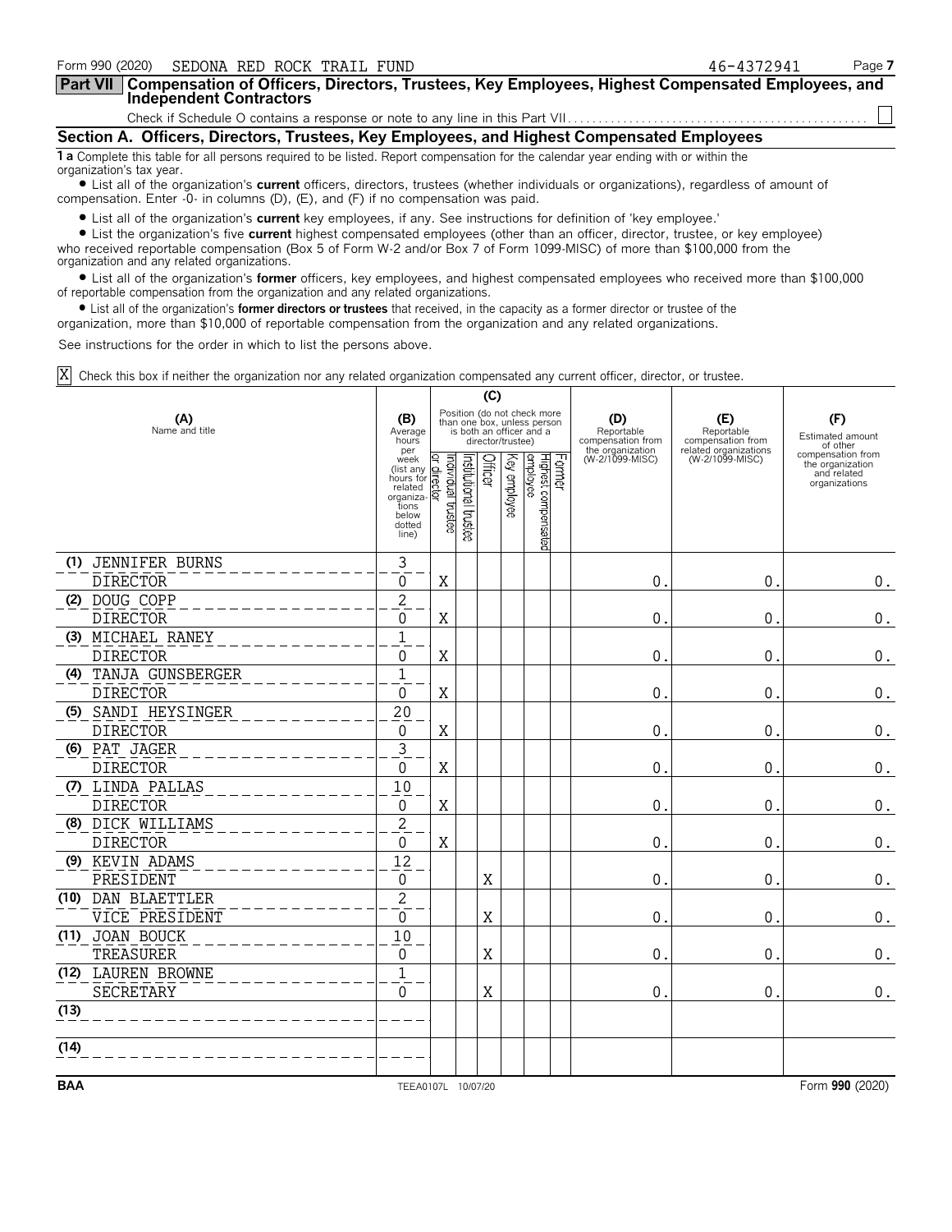Form 990 (2020) SEDONA RED ROCK TRAIL FUND 46-4372941

## Part VII Compensation of Officers, Directors, Trustees, Key Employees, Highest Compensated Employees, and Independent Contractors

Check if Schedule O contains a response or note to any line in this Part VII . . . . . ☐

### Section A. Officers, Directors, Trustees, Key Employees, and Highest Compensated Employees

**1 a** Complete this table for all persons required to be listed. Report compensation for the calendar year ending with or within the organization's tax year.

- List all of the organization's **current** officers, directors, trustees (whether individuals or organizations), regardless of amount of compensation. Enter -0- in columns (D), (E), and (F) if no compensation was paid.
- List all of the organization's **current** key employees, if any. See instructions for definition of 'key employee.'
- List the organization's five **current** highest compensated employees (other than an officer, director, trustee, or key employee) who received reportable compensation (Box 5 of Form W-2 and/or Box 7 of Form 1099-MISC) of more than $100,000 from the organization and any related organizations.
- List all of the organization's **former** officers, key employees, and highest compensated employees who received more than $100,000 of reportable compensation from the organization and any related organizations.
- List all of the organization's **former directors or trustees** that received, in the capacity as a former director or trustee of the organization, more than $10,000 of reportable compensation from the organization and any related organizations.

See instructions for the order in which to list the persons above.

☒ Check this box if neither the organization nor any related organization compensated any current officer, director, or trustee.

| (A) Name and title | (B) Average hours per week (list any hours for related organizations below dotted line) | (C) Position: Individual trustee or director | Institutional trustee | Officer | Key employee | Highest compensated employee | Former | (D) Reportable compensation from the organization (W-2/1099-MISC) | (E) Reportable compensation from related organizations (W-2/1099-MISC) | (F) Estimated amount of other compensation from the organization and related organizations |
|---|---|---|---|---|---|---|---|---|---|---|
| (1) JENNIFER BURNS<br>DIRECTOR | 3<br>0 | X | | | | | | 0. | 0. | 0. |
| (2) DOUG COPP<br>DIRECTOR | 2<br>0 | X | | | | | | 0. | 0. | 0. |
| (3) MICHAEL RANEY<br>DIRECTOR | 1<br>0 | X | | | | | | 0. | 0. | 0. |
| (4) TANJA GUNSBERGER<br>DIRECTOR | 1<br>0 | X | | | | | | 0. | 0. | 0. |
| (5) SANDI HEYSINGER<br>DIRECTOR | 20<br>0 | X | | | | | | 0. | 0. | 0. |
| (6) PAT JAGER<br>DIRECTOR | 3<br>0 | X | | | | | | 0. | 0. | 0. |
| (7) LINDA PALLAS<br>DIRECTOR | 10<br>0 | X | | | | | | 0. | 0. | 0. |
| (8) DICK WILLIAMS<br>DIRECTOR | 2<br>0 | X | | | | | | 0. | 0. | 0. |
| (9) KEVIN ADAMS<br>PRESIDENT | 12<br>0 | | | X | | | | 0. | 0. | 0. |
| (10) DAN BLAETTLER<br>VICE PRESIDENT | 2<br>0 | | | X | | | | 0. | 0. | 0. |
| (11) JOAN BOUCK<br>TREASURER | 10<br>0 | | | X | | | | 0. | 0. | 0. |
| (12) LAUREN BROWNE<br>SECRETARY | 1<br>0 | | | X | | | | 0. | 0. | 0. |
| (13) | | | | | | | | | | |
| (14) | | | | | | | | | | |

BAA TEEA0107L 10/07/20 Form **990** (2020)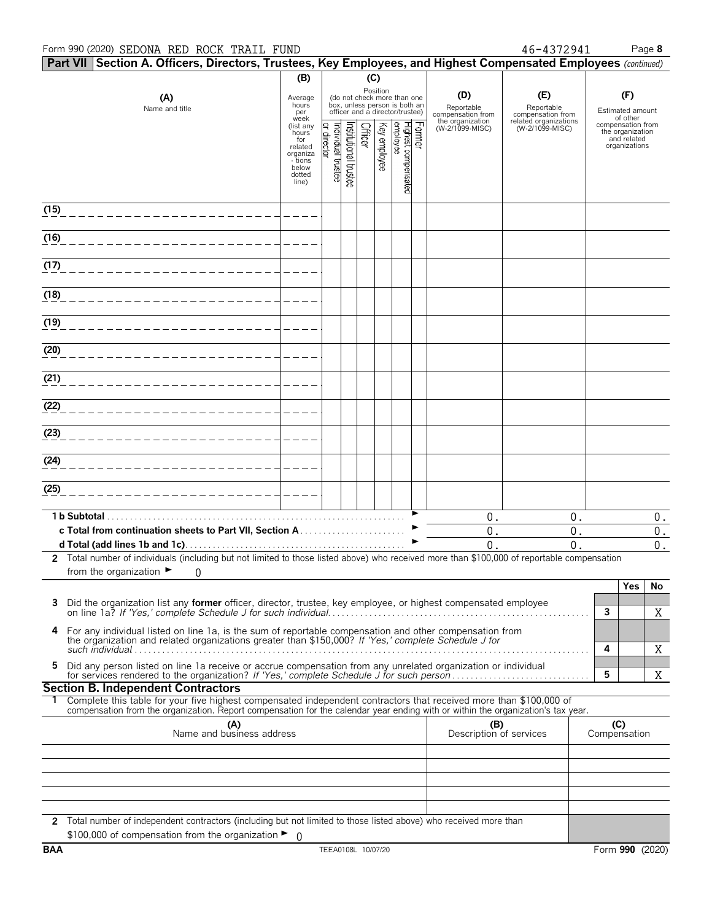Form 990 (2020) SEDONA RED ROCK TRAIL FUND 46-4372941

## Part VII Section A. Officers, Directors, Trustees, Key Employees, and Highest Compensated Employees *(continued)*

| (A) Name and title | (B) Average hours per week (list any hours for related organizations below dotted line) | (C) Position: Individual trustee or director | Institutional trustee | Officer | Key employee | Highest compensated employee | Former | (D) Reportable compensation from the organization (W-2/1099-MISC) | (E) Reportable compensation from related organizations (W-2/1099-MISC) | (F) Estimated amount of other compensation from the organization and related organizations |
|---|---|---|---|---|---|---|---|---|---|---|
| (15) | | | | | | | | | | |
| (16) | | | | | | | | | | |
| (17) | | | | | | | | | | |
| (18) | | | | | | | | | | |
| (19) | | | | | | | | | | |
| (20) | | | | | | | | | | |
| (21) | | | | | | | | | | |
| (22) | | | | | | | | | | |
| (23) | | | | | | | | | | |
| (24) | | | | | | | | | | |
| (25) | | | | | | | | | | |
| **1 b Subtotal** | | | | | | | | 0. | 0. | 0. |
| **c Total from continuation sheets to Part VII, Section A** | | | | | | | | 0. | 0. | 0. |
| **d Total (add lines 1b and 1c)** | | | | | | | | 0. | 0. | 0. |

**2** Total number of individuals (including but not limited to those listed above) who received more than $100,000 of reportable compensation from the organization ► 0

| | | Yes | No |
|---|---|---|---|
| **3** Did the organization list any **former** officer, director, trustee, key employee, or highest compensated employee on line 1a? *If 'Yes,' complete Schedule J for such individual* | 3 | | X |
| **4** For any individual listed on line 1a, is the sum of reportable compensation and other compensation from the organization and related organizations greater than $150,000? *If 'Yes,' complete Schedule J for such individual* | 4 | | X |
| **5** Did any person listed on line 1a receive or accrue compensation from any unrelated organization or individual for services rendered to the organization? *If 'Yes,' complete Schedule J for such person* | 5 | | X |

## Section B. Independent Contractors

**1** Complete this table for your five highest compensated independent contractors that received more than $100,000 of compensation from the organization. Report compensation for the calendar year ending with or within the organization's tax year.

| (A) Name and business address | (B) Description of services | (C) Compensation |
|---|---|---|
| | | |
| | | |
| | | |
| | | |
| | | |

**2** Total number of independent contractors (including but not limited to those listed above) who received more than $100,000 of compensation from the organization ► 0

BAA TEEA0108L 10/07/20 Form **990** (2020)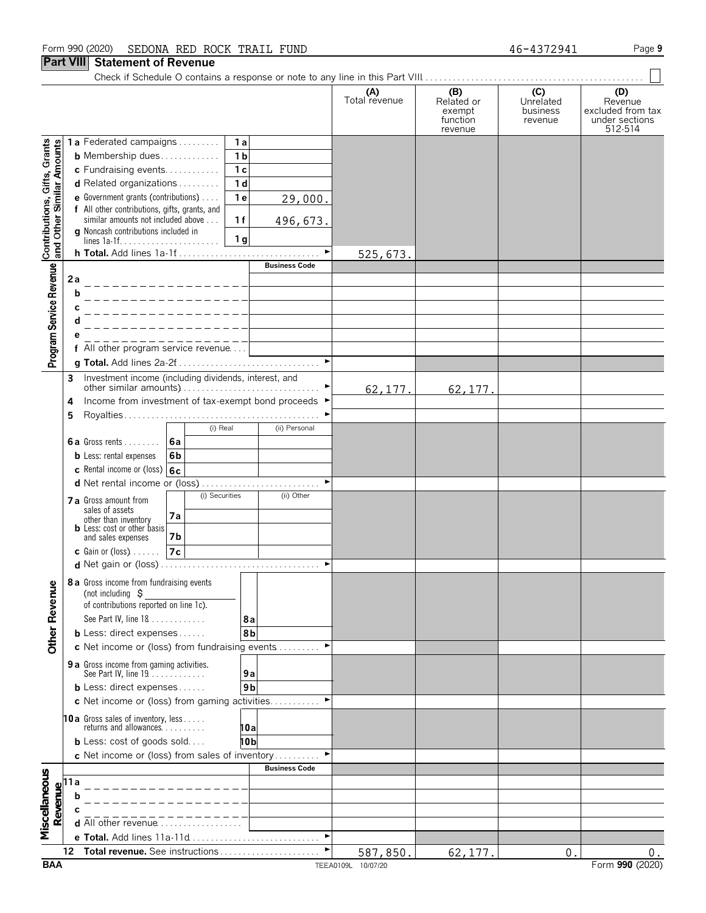Form 990 (2020) SEDONA RED ROCK TRAIL FUND 46-4372941

## Part VIII Statement of Revenue

Check if Schedule O contains a response or note to any line in this Part VIII . . . . . ☐

| | | | (A) Total revenue | (B) Related or exempt function revenue | (C) Unrelated business revenue | (D) Revenue excluded from tax under sections 512-514 |
|---|---|---|---|---|---|---|
| **Contributions, Gifts, Grants and Other Similar Amounts** | 1a Federated campaigns | 1a | | | | |
| | b Membership dues | 1b | | | | |
| | c Fundraising events | 1c | | | | |
| | d Related organizations | 1d | | | | |
| | e Government grants (contributions) | 1e 29,000. | | | | |
| | f All other contributions, gifts, grants, and similar amounts not included above | 1f 496,673. | | | | |
| | g Noncash contributions included in lines 1a-1f | 1g | | | | |
| | h **Total.** Add lines 1a-1f | | 525,673. | | | |
| **Program Service Revenue** | | Business Code | | | | |
| | 2a | | | | | |
| | b | | | | | |
| | c | | | | | |
| | d | | | | | |
| | e | | | | | |
| | f All other program service revenue | | | | | |
| | g **Total.** Add lines 2a-2f | | | | | |
| **Other Revenue** | 3 Investment income (including dividends, interest, and other similar amounts) | | 62,177. | 62,177. | | |
| | 4 Income from investment of tax-exempt bond proceeds | | | | | |
| | 5 Royalties | | | | | |
| | | (i) Real / (ii) Personal | | | | |
| | 6a Gross rents | 6a | | | | |
| | b Less: rental expenses | 6b | | | | |
| | c Rental income or (loss) | 6c | | | | |
| | d Net rental income or (loss) | | | | | |
| | | (i) Securities / (ii) Other | | | | |
| | 7a Gross amount from sales of assets other than inventory | 7a | | | | |
| | b Less: cost or other basis and sales expenses | 7b | | | | |
| | c Gain or (loss) | 7c | | | | |
| | d Net gain or (loss) | | | | | |
| | 8a Gross income from fundraising events (not including $ ___ of contributions reported on line 1c). See Part IV, line 18 | 8a | | | | |
| | b Less: direct expenses | 8b | | | | |
| | c Net income or (loss) from fundraising events | | | | | |
| | 9a Gross income from gaming activities. See Part IV, line 19 | 9a | | | | |
| | b Less: direct expenses | 9b | | | | |
| | c Net income or (loss) from gaming activities | | | | | |
| | 10a Gross sales of inventory, less returns and allowances | 10a | | | | |
| | b Less: cost of goods sold | 10b | | | | |
| | c Net income or (loss) from sales of inventory | | | | | |
| **Miscellaneous Revenue** | | Business Code | | | | |
| | 11a | | | | | |
| | b | | | | | |
| | c | | | | | |
| | d All other revenue | | | | | |
| | e **Total.** Add lines 11a-11d | | | | | |
| | 12 **Total revenue.** See instructions | | 587,850. | 62,177. | 0. | 0. |

BAA TEEA0109L 10/07/20 Form **990** (2020)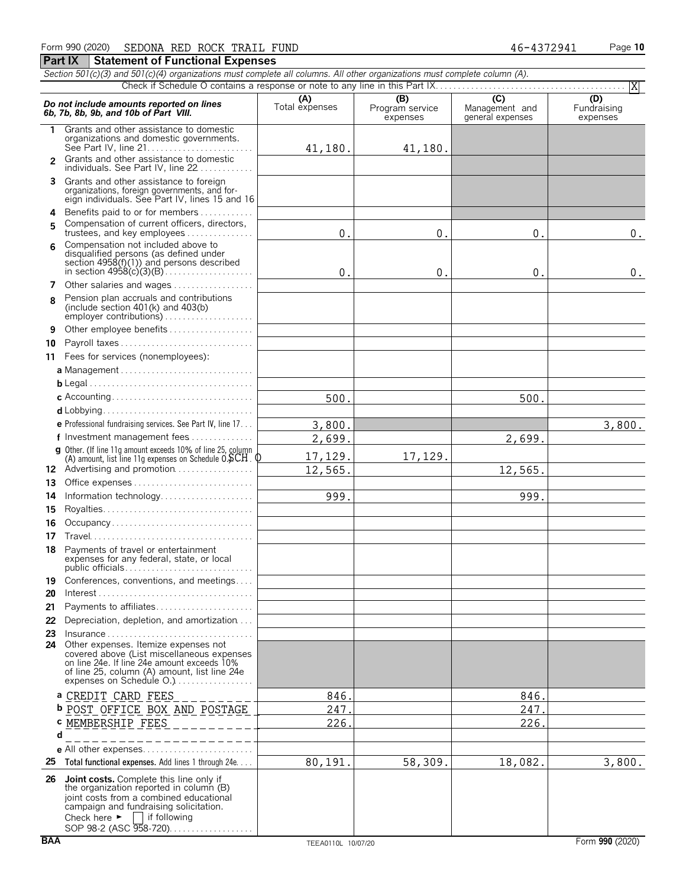Form 990 (2020) SEDONA RED ROCK TRAIL FUND 46-4372941

## Part IX Statement of Functional Expenses

*Section 501(c)(3) and 501(c)(4) organizations must complete all columns. All other organizations must complete column (A).*

Check if Schedule O contains a response or note to any line in this Part IX. [X]

| ***Do not include amounts reported on lines 6b, 7b, 8b, 9b, and 10b of Part VIII.*** | (A) Total expenses | (B) Program service expenses | (C) Management and general expenses | (D) Fundraising expenses |
|---|---|---|---|---|
| 1 Grants and other assistance to domestic organizations and domestic governments. See Part IV, line 21 | 41,180. | 41,180. | | |
| 2 Grants and other assistance to domestic individuals. See Part IV, line 22 | | | | |
| 3 Grants and other assistance to foreign organizations, foreign governments, and foreign individuals. See Part IV, lines 15 and 16 | | | | |
| 4 Benefits paid to or for members | | | | |
| 5 Compensation of current officers, directors, trustees, and key employees | 0. | 0. | 0. | 0. |
| 6 Compensation not included above to disqualified persons (as defined under section 4958(f)(1)) and persons described in section 4958(c)(3)(B) | 0. | 0. | 0. | 0. |
| 7 Other salaries and wages | | | | |
| 8 Pension plan accruals and contributions (include section 401(k) and 403(b) employer contributions) | | | | |
| 9 Other employee benefits | | | | |
| 10 Payroll taxes | | | | |
| 11 Fees for services (nonemployees): | | | | |
| a Management | | | | |
| b Legal | | | | |
| c Accounting | 500. | | 500. | |
| d Lobbying | | | | |
| e Professional fundraising services. See Part IV, line 17 | 3,800. | | | 3,800. |
| f Investment management fees | 2,699. | | 2,699. | |
| g Other. (If line 11g amount exceeds 10% of line 25, column (A) amount, list line 11g expenses on Schedule O.) SCH. O | 17,129. | 17,129. | | |
| 12 Advertising and promotion | 12,565. | | 12,565. | |
| 13 Office expenses | | | | |
| 14 Information technology | 999. | | 999. | |
| 15 Royalties | | | | |
| 16 Occupancy | | | | |
| 17 Travel | | | | |
| 18 Payments of travel or entertainment expenses for any federal, state, or local public officials | | | | |
| 19 Conferences, conventions, and meetings | | | | |
| 20 Interest | | | | |
| 21 Payments to affiliates | | | | |
| 22 Depreciation, depletion, and amortization | | | | |
| 23 Insurance | | | | |
| 24 Other expenses. Itemize expenses not covered above (List miscellaneous expenses on line 24e. If line 24e amount exceeds 10% of line 25, column (A) amount, list line 24e expenses on Schedule O.) | | | | |
| a CREDIT CARD FEES | 846. | | 846. | |
| b POST OFFICE BOX AND POSTAGE | 247. | | 247. | |
| c MEMBERSHIP FEES | 226. | | 226. | |
| d | | | | |
| e All other expenses | | | | |
| 25 **Total functional expenses.** Add lines 1 through 24e | 80,191. | 58,309. | 18,082. | 3,800. |
| 26 **Joint costs.** Complete this line only if the organization reported in column (B) joint costs from a combined educational campaign and fundraising solicitation. Check here ► [ ] if following SOP 98-2 (ASC 958-720) | | | | |

BAA TEEA0110L 10/07/20 Form **990** (2020)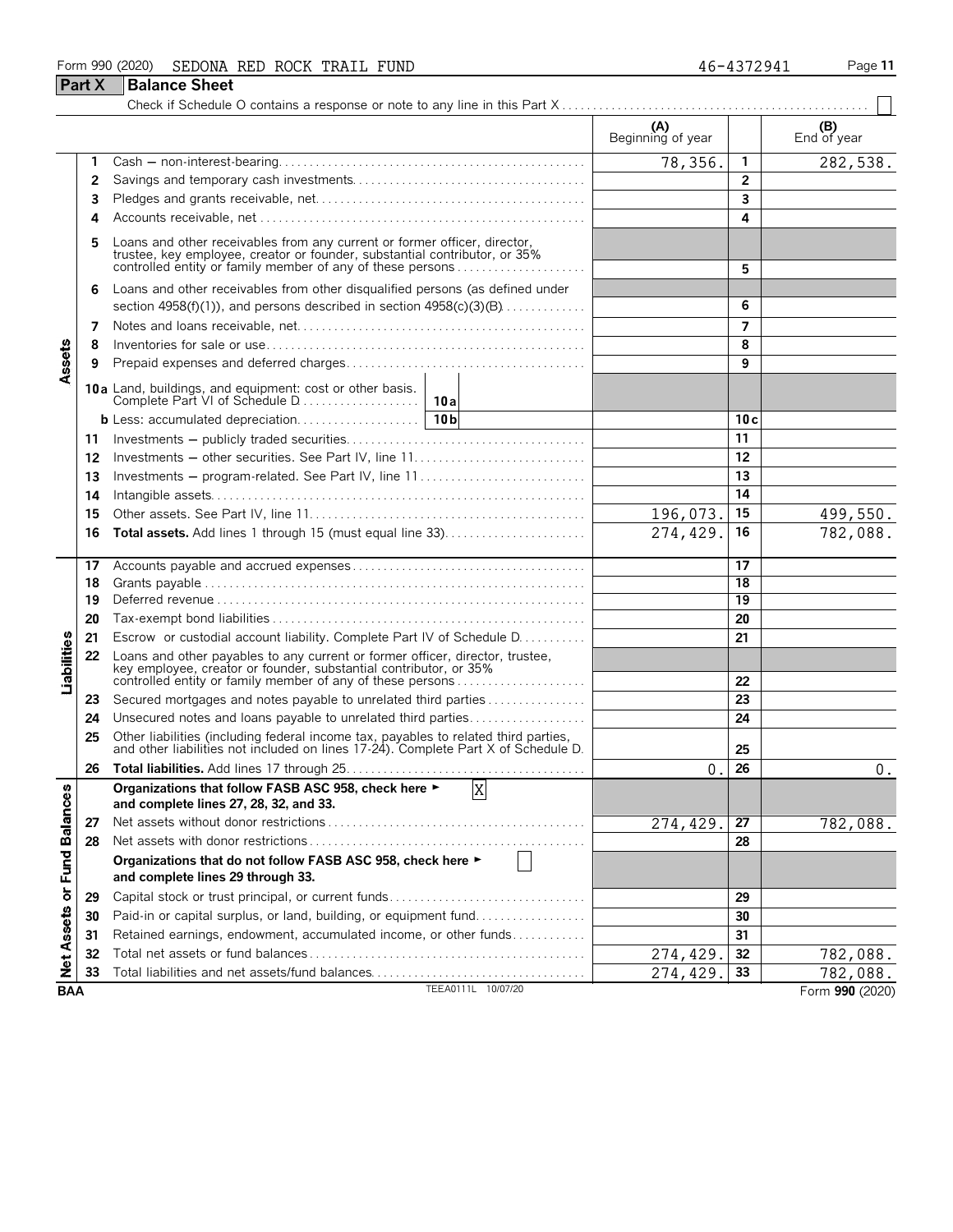Form 990 (2020) SEDONA RED ROCK TRAIL FUND 46-4372941

## Part X Balance Sheet

Check if Schedule O contains a response or note to any line in this Part X ☐

| | | | (A) Beginning of year | | (B) End of year |
|---|---|---|---|---|---|
| **Assets** | 1 | Cash — non-interest-bearing | 78,356. | 1 | 282,538. |
| | 2 | Savings and temporary cash investments | | 2 | |
| | 3 | Pledges and grants receivable, net | | 3 | |
| | 4 | Accounts receivable, net | | 4 | |
| | 5 | Loans and other receivables from any current or former officer, director, trustee, key employee, creator or founder, substantial contributor, or 35% controlled entity or family member of any of these persons | | 5 | |
| | 6 | Loans and other receivables from other disqualified persons (as defined under section 4958(f)(1)), and persons described in section 4958(c)(3)(B) | | 6 | |
| | 7 | Notes and loans receivable, net | | 7 | |
| | 8 | Inventories for sale or use | | 8 | |
| | 9 | Prepaid expenses and deferred charges | | 9 | |
| | 10a | Land, buildings, and equipment: cost or other basis. Complete Part VI of Schedule D — 10a | | | |
| | b | Less: accumulated depreciation — 10b | | 10c | |
| | 11 | Investments — publicly traded securities | | 11 | |
| | 12 | Investments — other securities. See Part IV, line 11 | | 12 | |
| | 13 | Investments — program-related. See Part IV, line 11 | | 13 | |
| | 14 | Intangible assets | | 14 | |
| | 15 | Other assets. See Part IV, line 11 | 196,073. | 15 | 499,550. |
| | 16 | **Total assets.** Add lines 1 through 15 (must equal line 33) | 274,429. | 16 | 782,088. |
| **Liabilities** | 17 | Accounts payable and accrued expenses | | 17 | |
| | 18 | Grants payable | | 18 | |
| | 19 | Deferred revenue | | 19 | |
| | 20 | Tax-exempt bond liabilities | | 20 | |
| | 21 | Escrow or custodial account liability. Complete Part IV of Schedule D | | 21 | |
| | 22 | Loans and other payables to any current or former officer, director, trustee, key employee, creator or founder, substantial contributor, or 35% controlled entity or family member of any of these persons | | 22 | |
| | 23 | Secured mortgages and notes payable to unrelated third parties | | 23 | |
| | 24 | Unsecured notes and loans payable to unrelated third parties | | 24 | |
| | 25 | Other liabilities (including federal income tax, payables to related third parties, and other liabilities not included on lines 17-24). Complete Part X of Schedule D | | 25 | |
| | 26 | **Total liabilities.** Add lines 17 through 25 | 0. | 26 | 0. |
| **Net Assets or Fund Balances** | | **Organizations that follow FASB ASC 958, check here ► [X] and complete lines 27, 28, 32, and 33.** | | | |
| | 27 | Net assets without donor restrictions | 274,429. | 27 | 782,088. |
| | 28 | Net assets with donor restrictions | | 28 | |
| | | **Organizations that do not follow FASB ASC 958, check here ► [ ] and complete lines 29 through 33.** | | | |
| | 29 | Capital stock or trust principal, or current funds | | 29 | |
| | 30 | Paid-in or capital surplus, or land, building, or equipment fund | | 30 | |
| | 31 | Retained earnings, endowment, accumulated income, or other funds | | 31 | |
| | 32 | Total net assets or fund balances | 274,429. | 32 | 782,088. |
| | 33 | Total liabilities and net assets/fund balances | 274,429. | 33 | 782,088. |

BAA TEEA0111L 10/07/20 Form **990** (2020)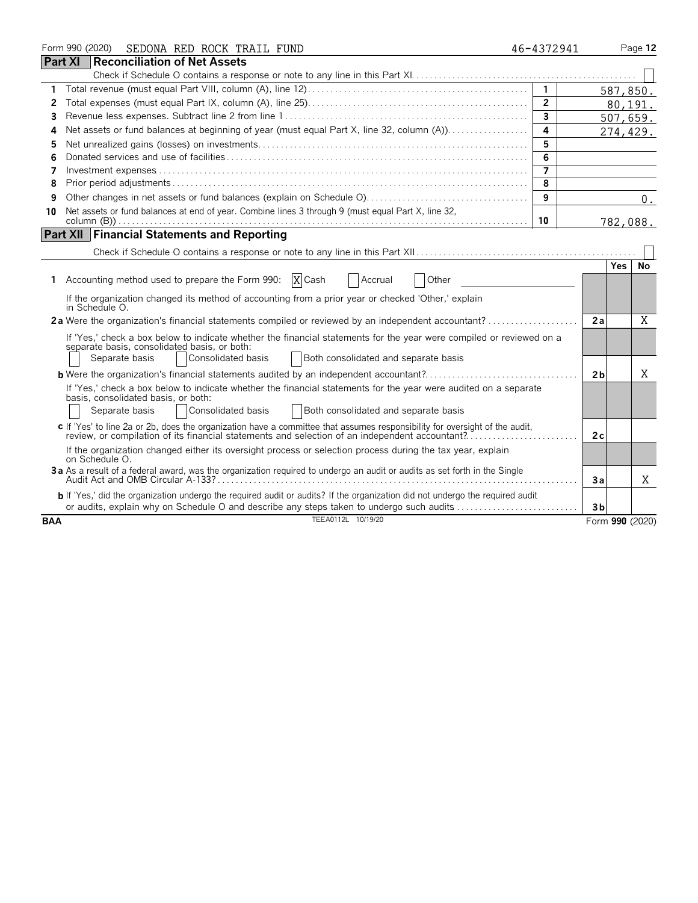Form 990 (2020) SEDONA RED ROCK TRAIL FUND 46-4372941

## Part XI Reconciliation of Net Assets

Check if Schedule O contains a response or note to any line in this Part XI [ ]

| | | | |
|---|---|---|---|
| 1 | Total revenue (must equal Part VIII, column (A), line 12) | 1 | 587,850. |
| 2 | Total expenses (must equal Part IX, column (A), line 25) | 2 | 80,191. |
| 3 | Revenue less expenses. Subtract line 2 from line 1 | 3 | 507,659. |
| 4 | Net assets or fund balances at beginning of year (must equal Part X, line 32, column (A)) | 4 | 274,429. |
| 5 | Net unrealized gains (losses) on investments | 5 | |
| 6 | Donated services and use of facilities | 6 | |
| 7 | Investment expenses | 7 | |
| 8 | Prior period adjustments | 8 | |
| 9 | Other changes in net assets or fund balances (explain on Schedule O) | 9 | 0. |
| 10 | Net assets or fund balances at end of year. Combine lines 3 through 9 (must equal Part X, line 32, column (B)) | 10 | 782,088. |

## Part XII Financial Statements and Reporting

Check if Schedule O contains a response or note to any line in this Part XII [ ]

| | | | Yes | No |
|---|---|---|---|---|
| 1 | Accounting method used to prepare the Form 990: [X] Cash [ ] Accrual [ ] Other | | | |
| | If the organization changed its method of accounting from a prior year or checked 'Other,' explain in Schedule O. | | | |
| 2a | Were the organization's financial statements compiled or reviewed by an independent accountant? | 2a | | X |
| | If 'Yes,' check a box below to indicate whether the financial statements for the year were compiled or reviewed on a separate basis, consolidated basis, or both: [ ] Separate basis [ ] Consolidated basis [ ] Both consolidated and separate basis | | | |
| b | Were the organization's financial statements audited by an independent accountant? | 2b | | X |
| | If 'Yes,' check a box below to indicate whether the financial statements for the year were audited on a separate basis, consolidated basis, or both: [ ] Separate basis [ ] Consolidated basis [ ] Both consolidated and separate basis | | | |
| c | If 'Yes' to line 2a or 2b, does the organization have a committee that assumes responsibility for oversight of the audit, review, or compilation of its financial statements and selection of an independent accountant? | 2c | | |
| | If the organization changed either its oversight process or selection process during the tax year, explain on Schedule O. | | | |
| 3a | As a result of a federal award, was the organization required to undergo an audit or audits as set forth in the Single Audit Act and OMB Circular A-133? | 3a | | X |
| b | If 'Yes,' did the organization undergo the required audit or audits? If the organization did not undergo the required audit or audits, explain why on Schedule O and describe any steps taken to undergo such audits | 3b | | |

BAA TEEA0112L 10/19/20 Form 990 (2020)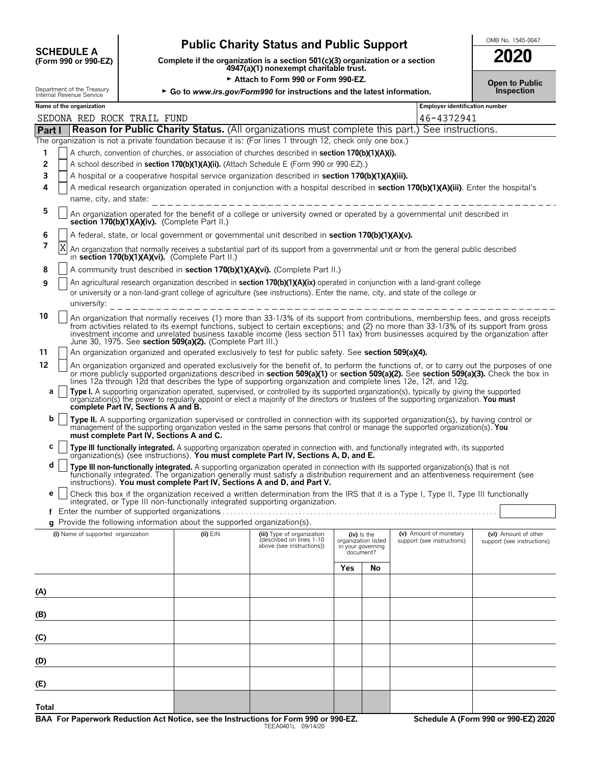**SCHEDULE A**
**(Form 990 or 990-EZ)**

Department of the Treasury
Internal Revenue Service

# Public Charity Status and Public Support

**Complete if the organization is a section 501(c)(3) organization or a section 4947(a)(1) nonexempt charitable trust.**

► **Attach to Form 990 or Form 990-EZ.**

► **Go to *www.irs.gov/Form990* for instructions and the latest information.**

OMB No. 1545-0047

**2020**

**Open to Public Inspection**

**Name of the organization**: SEDONA RED ROCK TRAIL FUND

**Employer identification number**: 46-4372941

**Part I** **Reason for Public Charity Status.** (All organizations must complete this part.) See instructions.

The organization is not a private foundation because it is: (For lines 1 through 12, check only one box.)

1 [ ] A church, convention of churches, or association of churches described in **section 170(b)(1)(A)(i).**

2 [ ] A school described in **section 170(b)(1)(A)(ii).** (Attach Schedule E (Form 990 or 990-EZ).)

3 [ ] A hospital or a cooperative hospital service organization described in **section 170(b)(1)(A)(iii).**

4 [ ] A medical research organization operated in conjunction with a hospital described in **section 170(b)(1)(A)(iii)**. Enter the hospital's name, city, and state:

5 [ ] An organization operated for the benefit of a college or university owned or operated by a governmental unit described in **section 170(b)(1)(A)(iv).** (Complete Part II.)

6 [ ] A federal, state, or local government or governmental unit described in **section 170(b)(1)(A)(v).**

7 [X] An organization that normally receives a substantial part of its support from a governmental unit or from the general public described in **section 170(b)(1)(A)(vi).** (Complete Part II.)

8 [ ] A community trust described in **section 170(b)(1)(A)(vi).** (Complete Part II.)

9 [ ] An agricultural research organization described in **section 170(b)(1)(A)(ix)** operated in conjunction with a land-grant college or university or a non-land-grant college of agriculture (see instructions). Enter the name, city, and state of the college or university:

10 [ ] An organization that normally receives (1) more than 33-1/3% of its support from contributions, membership fees, and gross receipts from activities related to its exempt functions, subject to certain exceptions; and (2) no more than 33-1/3% of its support from gross investment income and unrelated business taxable income (less section 511 tax) from businesses acquired by the organization after June 30, 1975. See **section 509(a)(2).** (Complete Part III.)

11 [ ] An organization organized and operated exclusively to test for public safety. See **section 509(a)(4).**

12 [ ] An organization organized and operated exclusively for the benefit of, to perform the functions of, or to carry out the purposes of one or more publicly supported organizations described in **section 509(a)(1)** or **section 509(a)(2).** See **section 509(a)(3).** Check the box in lines 12a through 12d that describes the type of supporting organization and complete lines 12e, 12f, and 12g.

a [ ] **Type I.** A supporting organization operated, supervised, or controlled by its supported organization(s), typically by giving the supported organization(s) the power to regularly appoint or elect a majority of the directors or trustees of the supporting organization. **You must complete Part IV, Sections A and B.**

b [ ] **Type II.** A supporting organization supervised or controlled in connection with its supported organization(s), by having control or management of the supporting organization vested in the same persons that control or manage the supported organization(s). **You must complete Part IV, Sections A and C.**

c [ ] **Type III functionally integrated.** A supporting organization operated in connection with, and functionally integrated with, its supported organization(s) (see instructions). **You must complete Part IV, Sections A, D, and E.**

d [ ] **Type III non-functionally integrated.** A supporting organization operated in connection with its supported organization(s) that is not functionally integrated. The organization generally must satisfy a distribution requirement and an attentiveness requirement (see instructions). **You must complete Part IV, Sections A and D, and Part V.**

e [ ] Check this box if the organization received a written determination from the IRS that it is a Type I, Type II, Type III functionally integrated, or Type III non-functionally integrated supporting organization.

f Enter the number of supported organizations

g Provide the following information about the supported organization(s).

| (i) Name of supported organization | (ii) EIN | (iii) Type of organization (described on lines 1-10 above (see instructions)) | (iv) Is the organization listed in your governing document? Yes | No | (v) Amount of monetary support (see instructions) | (vi) Amount of other support (see instructions) |
|---|---|---|---|---|---|---|
| (A) | | | | | | |
| (B) | | | | | | |
| (C) | | | | | | |
| (D) | | | | | | |
| (E) | | | | | | |
| Total | | | | | | |

**BAA For Paperwork Reduction Act Notice, see the Instructions for Form 990 or 990-EZ.** TEEA0401L 09/14/20 **Schedule A (Form 990 or 990-EZ) 2020**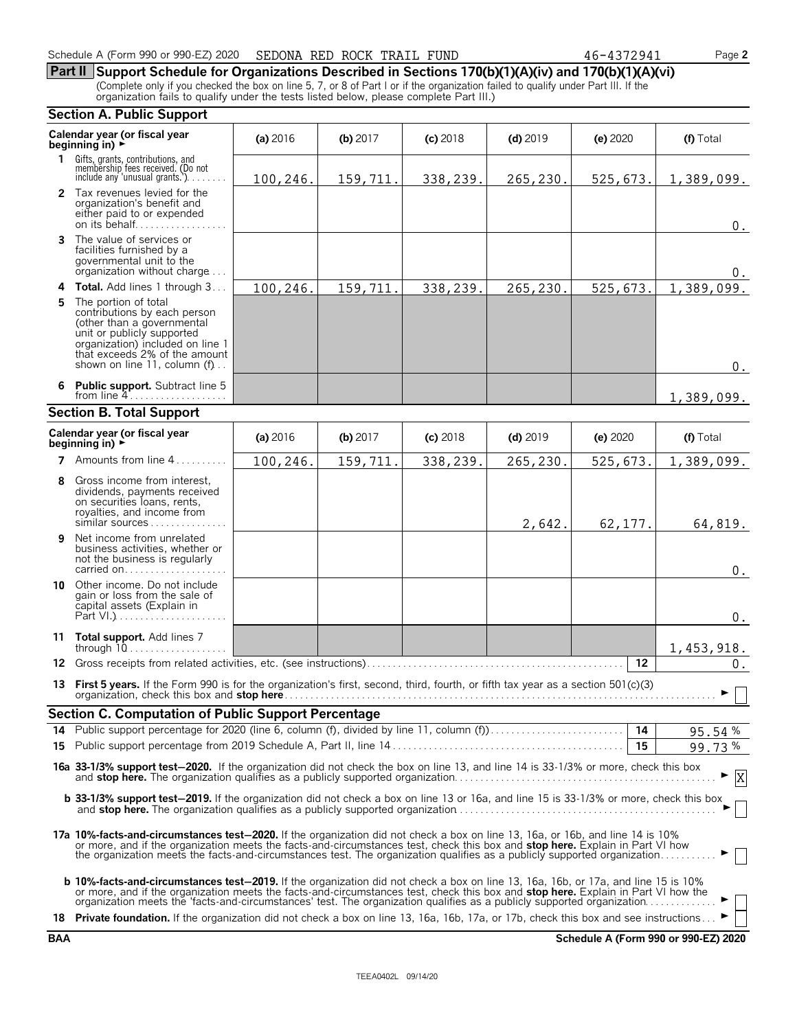Schedule A (Form 990 or 990-EZ) 2020 SEDONA RED ROCK TRAIL FUND 46-4372941

## Part II Support Schedule for Organizations Described in Sections 170(b)(1)(A)(iv) and 170(b)(1)(A)(vi)

(Complete only if you checked the box on line 5, 7, or 8 of Part I or if the organization failed to qualify under Part III. If the organization fails to qualify under the tests listed below, please complete Part III.)

### Section A. Public Support

| Calendar year (or fiscal year beginning in) ► | (a) 2016 | (b) 2017 | (c) 2018 | (d) 2019 | (e) 2020 | (f) Total |
|---|---|---|---|---|---|---|
| 1 Gifts, grants, contributions, and membership fees received. (Do not include any 'unusual grants.') | 100,246. | 159,711. | 338,239. | 265,230. | 525,673. | 1,389,099. |
| 2 Tax revenues levied for the organization's benefit and either paid to or expended on its behalf | | | | | | 0. |
| 3 The value of services or facilities furnished by a governmental unit to the organization without charge | | | | | | 0. |
| 4 **Total.** Add lines 1 through 3 | 100,246. | 159,711. | 338,239. | 265,230. | 525,673. | 1,389,099. |
| 5 The portion of total contributions by each person (other than a governmental unit or publicly supported organization) included on line 1 that exceeds 2% of the amount shown on line 11, column (f) | | | | | | 0. |
| 6 **Public support.** Subtract line 5 from line 4 | | | | | | 1,389,099. |

### Section B. Total Support

| Calendar year (or fiscal year beginning in) ► | (a) 2016 | (b) 2017 | (c) 2018 | (d) 2019 | (e) 2020 | (f) Total |
|---|---|---|---|---|---|---|
| 7 Amounts from line 4 | 100,246. | 159,711. | 338,239. | 265,230. | 525,673. | 1,389,099. |
| 8 Gross income from interest, dividends, payments received on securities loans, rents, royalties, and income from similar sources | | | | 2,642. | 62,177. | 64,819. |
| 9 Net income from unrelated business activities, whether or not the business is regularly carried on | | | | | | 0. |
| 10 Other income. Do not include gain or loss from the sale of capital assets (Explain in Part VI.) | | | | | | 0. |
| 11 **Total support.** Add lines 7 through 10 | | | | | | 1,453,918. |

12 Gross receipts from related activities, etc. (see instructions) — 12 — 0.

13 **First 5 years.** If the Form 990 is for the organization's first, second, third, fourth, or fifth tax year as a section 501(c)(3) organization, check this box and **stop here** ► ☐

### Section C. Computation of Public Support Percentage

14 Public support percentage for 2020 (line 6, column (f), divided by line 11, column (f)) — 14 — 95.54 %

15 Public support percentage from 2019 Schedule A, Part II, line 14 — 15 — 99.73 %

**16a 33-1/3% support test—2020.** If the organization did not check the box on line 13, and line 14 is 33-1/3% or more, check this box and **stop here.** The organization qualifies as a publicly supported organization ► ☒

**b 33-1/3% support test—2019.** If the organization did not check a box on line 13 or 16a, and line 15 is 33-1/3% or more, check this box and **stop here.** The organization qualifies as a publicly supported organization ► ☐

**17a 10%-facts-and-circumstances test—2020.** If the organization did not check a box on line 13, 16a, or 16b, and line 14 is 10% or more, and if the organization meets the facts-and-circumstances test, check this box and **stop here.** Explain in Part VI how the organization meets the facts-and-circumstances test. The organization qualifies as a publicly supported organization ► ☐

**b 10%-facts-and-circumstances test—2019.** If the organization did not check a box on line 13, 16a, 16b, or 17a, and line 15 is 10% or more, and if the organization meets the facts-and-circumstances test, check this box and **stop here.** Explain in Part VI how the organization meets the 'facts-and-circumstances' test. The organization qualifies as a publicly supported organization ► ☐

18 **Private foundation.** If the organization did not check a box on line 13, 16a, 16b, 17a, or 17b, check this box and see instructions ► ☐

BAA Schedule A (Form 990 or 990-EZ) 2020

TEEA0402L 09/14/20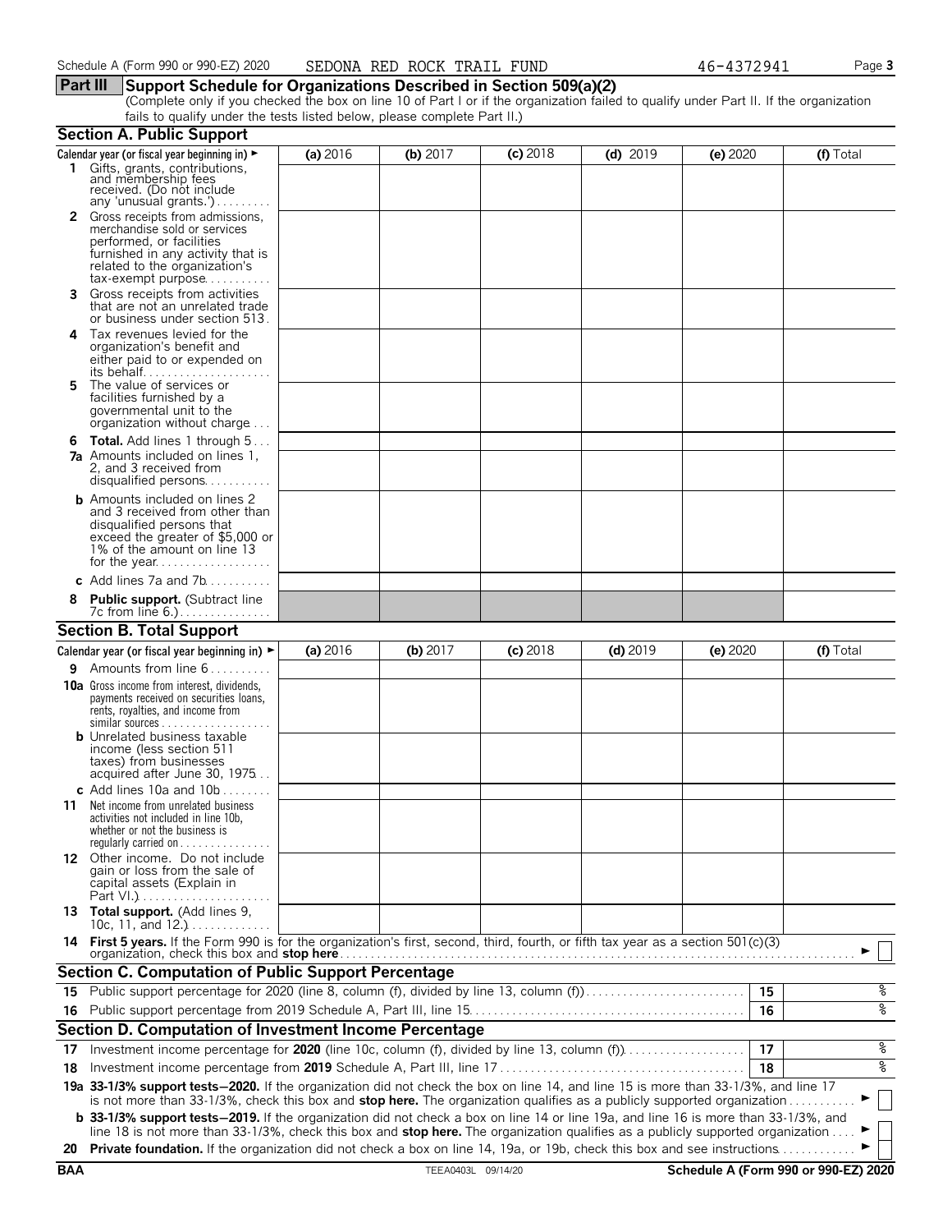Schedule A (Form 990 or 990-EZ) 2020 SEDONA RED ROCK TRAIL FUND 46-4372941 Page **3**

## Part III Support Schedule for Organizations Described in Section 509(a)(2)

(Complete only if you checked the box on line 10 of Part I or if the organization failed to qualify under Part II. If the organization fails to qualify under the tests listed below, please complete Part II.)

### Section A. Public Support

| Calendar year (or fiscal year beginning in) ► | (a) 2016 | (b) 2017 | (c) 2018 | (d) 2019 | (e) 2020 | (f) Total |
|---|---|---|---|---|---|---|
| **1** Gifts, grants, contributions, and membership fees received. (Do not include any 'unusual grants.') | | | | | | |
| **2** Gross receipts from admissions, merchandise sold or services performed, or facilities furnished in any activity that is related to the organization's tax-exempt purpose | | | | | | |
| **3** Gross receipts from activities that are not an unrelated trade or business under section 513 | | | | | | |
| **4** Tax revenues levied for the organization's benefit and either paid to or expended on its behalf | | | | | | |
| **5** The value of services or facilities furnished by a governmental unit to the organization without charge | | | | | | |
| **6 Total.** Add lines 1 through 5 | | | | | | |
| **7a** Amounts included on lines 1, 2, and 3 received from disqualified persons | | | | | | |
| **b** Amounts included on lines 2 and 3 received from other than disqualified persons that exceed the greater of $5,000 or 1% of the amount on line 13 for the year | | | | | | |
| **c** Add lines 7a and 7b | | | | | | |
| **8 Public support.** (Subtract line 7c from line 6.) | | | | | | |

### Section B. Total Support

| Calendar year (or fiscal year beginning in) ► | (a) 2016 | (b) 2017 | (c) 2018 | (d) 2019 | (e) 2020 | (f) Total |
|---|---|---|---|---|---|---|
| **9** Amounts from line 6 | | | | | | |
| **10a** Gross income from interest, dividends, payments received on securities loans, rents, royalties, and income from similar sources | | | | | | |
| **b** Unrelated business taxable income (less section 511 taxes) from businesses acquired after June 30, 1975 | | | | | | |
| **c** Add lines 10a and 10b | | | | | | |
| **11** Net income from unrelated business activities not included in line 10b, whether or not the business is regularly carried on | | | | | | |
| **12** Other income. Do not include gain or loss from the sale of capital assets (Explain in Part VI.) | | | | | | |
| **13 Total support.** (Add lines 9, 10c, 11, and 12.) | | | | | | |

**14 First 5 years.** If the Form 990 is for the organization's first, second, third, fourth, or fifth tax year as a section 501(c)(3) organization, check this box and **stop here** ► ☐

### Section C. Computation of Public Support Percentage

| | | | |
|---|---|---|---|
| **15** | Public support percentage for 2020 (line 8, column (f), divided by line 13, column (f)) | **15** | % |
| **16** | Public support percentage from 2019 Schedule A, Part III, line 15 | **16** | % |

### Section D. Computation of Investment Income Percentage

| | | | |
|---|---|---|---|
| **17** | Investment income percentage for **2020** (line 10c, column (f), divided by line 13, column (f)) | **17** | % |
| **18** | Investment income percentage from **2019** Schedule A, Part III, line 17 | **18** | % |

**19a 33-1/3% support tests–2020.** If the organization did not check the box on line 14, and line 15 is more than 33-1/3%, and line 17 is not more than 33-1/3%, check this box and **stop here.** The organization qualifies as a publicly supported organization ► ☐

**b 33-1/3% support tests–2019.** If the organization did not check a box on line 14 or line 19a, and line 16 is more than 33-1/3%, and line 18 is not more than 33-1/3%, check this box and **stop here.** The organization qualifies as a publicly supported organization ► ☐

**20 Private foundation.** If the organization did not check a box on line 14, 19a, or 19b, check this box and see instructions ► ☐

**BAA** TEEA0403L 09/14/20 **Schedule A (Form 990 or 990-EZ) 2020**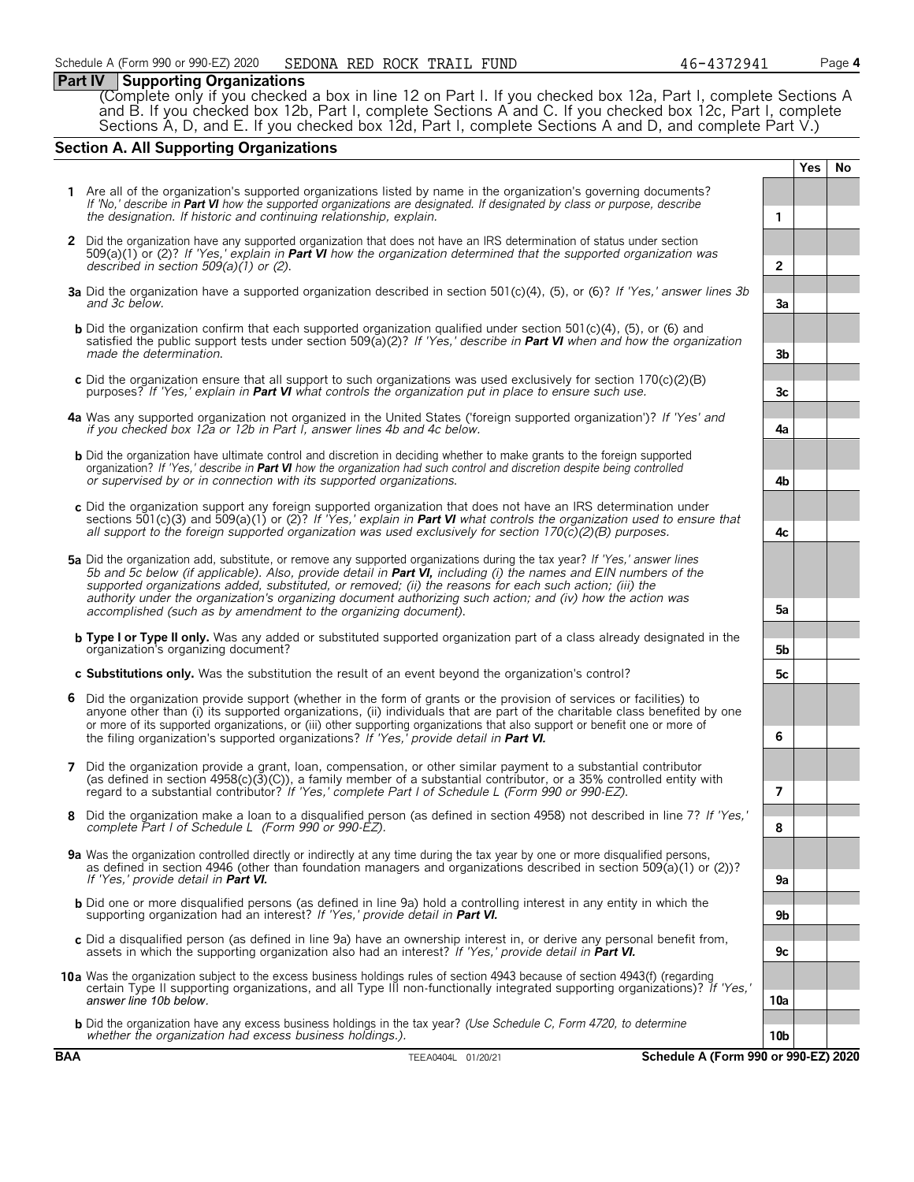## Part IV Supporting Organizations

(Complete only if you checked a box in line 12 on Part I. If you checked box 12a, Part I, complete Sections A and B. If you checked box 12b, Part I, complete Sections A and C. If you checked box 12c, Part I, complete Sections A, D, and E. If you checked box 12d, Part I, complete Sections A and D, and complete Part V.)

### Section A. All Supporting Organizations

| | | | Yes | No |
|---|---|---|---|---|
| **1** | Are all of the organization's supported organizations listed by name in the organization's governing documents? *If 'No,' describe in* ***Part VI*** *how the supported organizations are designated. If designated by class or purpose, describe the designation. If historic and continuing relationship, explain.* | 1 | | |
| **2** | Did the organization have any supported organization that does not have an IRS determination of status under section 509(a)(1) or (2)? *If 'Yes,' explain in* ***Part VI*** *how the organization determined that the supported organization was described in section 509(a)(1) or (2).* | 2 | | |
| **3a** | Did the organization have a supported organization described in section 501(c)(4), (5), or (6)? *If 'Yes,' answer lines 3b and 3c below.* | 3a | | |
| **b** | Did the organization confirm that each supported organization qualified under section 501(c)(4), (5), or (6) and satisfied the public support tests under section 509(a)(2)? *If 'Yes,' describe in* ***Part VI*** *when and how the organization made the determination.* | 3b | | |
| **c** | Did the organization ensure that all support to such organizations was used exclusively for section 170(c)(2)(B) purposes? *If 'Yes,' explain in* ***Part VI*** *what controls the organization put in place to ensure such use.* | 3c | | |
| **4a** | Was any supported organization not organized in the United States ('foreign supported organization')? *If 'Yes' and if you checked box 12a or 12b in Part I, answer lines 4b and 4c below.* | 4a | | |
| **b** | Did the organization have ultimate control and discretion in deciding whether to make grants to the foreign supported organization? *If 'Yes,' describe in* ***Part VI*** *how the organization had such control and discretion despite being controlled or supervised by or in connection with its supported organizations.* | 4b | | |
| **c** | Did the organization support any foreign supported organization that does not have an IRS determination under sections 501(c)(3) and 509(a)(1) or (2)? *If 'Yes,' explain in* ***Part VI*** *what controls the organization used to ensure that all support to the foreign supported organization was used exclusively for section 170(c)(2)(B) purposes.* | 4c | | |
| **5a** | Did the organization add, substitute, or remove any supported organizations during the tax year? *If 'Yes,' answer lines 5b and 5c below (if applicable). Also, provide detail in* ***Part VI,*** *including (i) the names and EIN numbers of the supported organizations added, substituted, or removed; (ii) the reasons for each such action; (iii) the authority under the organization's organizing document authorizing such action; and (iv) how the action was accomplished (such as by amendment to the organizing document).* | 5a | | |
| **b** | **Type I or Type II only.** Was any added or substituted supported organization part of a class already designated in the organization's organizing document? | 5b | | |
| **c** | **Substitutions only.** Was the substitution the result of an event beyond the organization's control? | 5c | | |
| **6** | Did the organization provide support (whether in the form of grants or the provision of services or facilities) to anyone other than (i) its supported organizations, (ii) individuals that are part of the charitable class benefited by one or more of its supported organizations, or (iii) other supporting organizations that also support or benefit one or more of the filing organization's supported organizations? *If 'Yes,' provide detail in* ***Part VI.*** | 6 | | |
| **7** | Did the organization provide a grant, loan, compensation, or other similar payment to a substantial contributor (as defined in section 4958(c)(3)(C)), a family member of a substantial contributor, or a 35% controlled entity with regard to a substantial contributor? *If 'Yes,' complete Part I of Schedule L (Form 990 or 990-EZ).* | 7 | | |
| **8** | Did the organization make a loan to a disqualified person (as defined in section 4958) not described in line 7? *If 'Yes,' complete Part I of Schedule L (Form 990 or 990-EZ).* | 8 | | |
| **9a** | Was the organization controlled directly or indirectly at any time during the tax year by one or more disqualified persons, as defined in section 4946 (other than foundation managers and organizations described in section 509(a)(1) or (2))? *If 'Yes,' provide detail in* ***Part VI.*** | 9a | | |
| **b** | Did one or more disqualified persons (as defined in line 9a) hold a controlling interest in any entity in which the supporting organization had an interest? *If 'Yes,' provide detail in* ***Part VI.*** | 9b | | |
| **c** | Did a disqualified person (as defined in line 9a) have an ownership interest in, or derive any personal benefit from, assets in which the supporting organization also had an interest? *If 'Yes,' provide detail in* ***Part VI.*** | 9c | | |
| **10a** | Was the organization subject to the excess business holdings rules of section 4943 because of section 4943(f) (regarding certain Type II supporting organizations, and all Type III non-functionally integrated supporting organizations)? *If 'Yes,' answer line 10b below.* | 10a | | |
| **b** | Did the organization have any excess business holdings in the tax year? *(Use Schedule C, Form 4720, to determine whether the organization had excess business holdings.).* | 10b | | |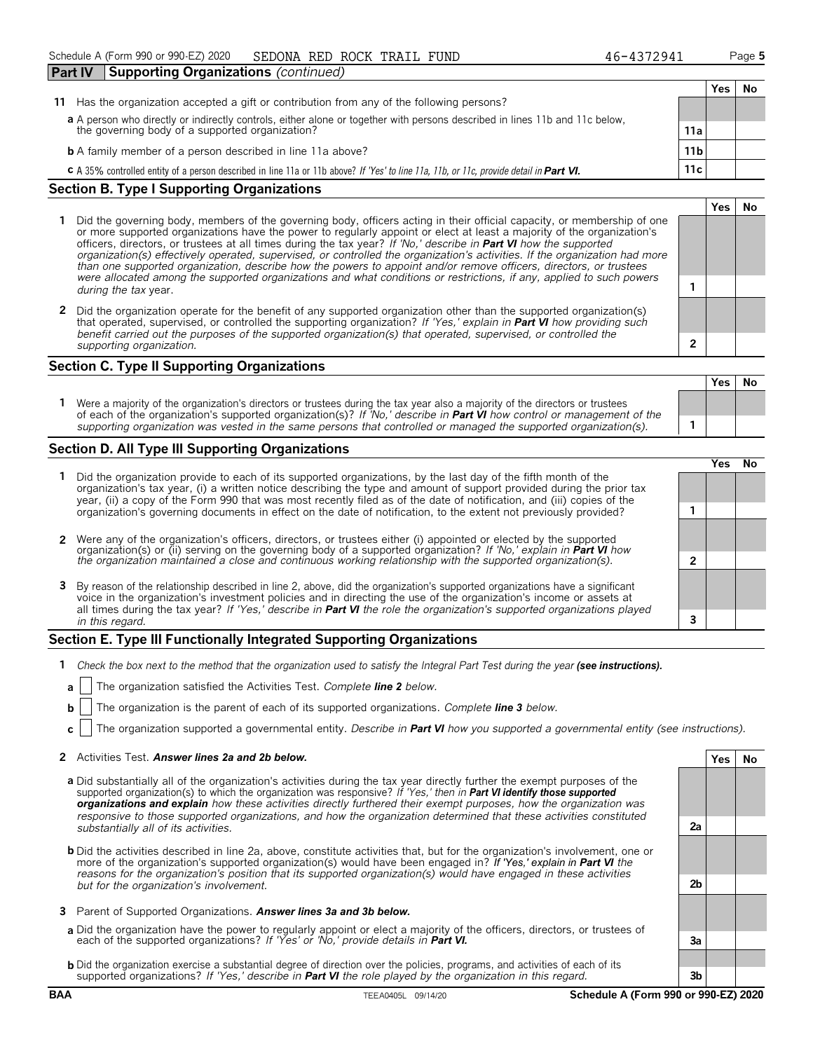Schedule A (Form 990 or 990-EZ) 2020 SEDONA RED ROCK TRAIL FUND 46-4372941

## Part IV Supporting Organizations *(continued)*

| | | | Yes | No |
|---|---|---|---|---|
| **11** | Has the organization accepted a gift or contribution from any of the following persons? | | | |
| **a** | A person who directly or indirectly controls, either alone or together with persons described in lines 11b and 11c below, the governing body of a supported organization? | 11a | | |
| **b** | A family member of a person described in line 11a above? | 11b | | |
| **c** | A 35% controlled entity of a person described in line 11a or 11b above? *If 'Yes' to line 11a, 11b, or 11c, provide detail in* ***Part VI.*** | 11c | | |

### Section B. Type I Supporting Organizations

| | | | Yes | No |
|---|---|---|---|---|
| **1** | Did the governing body, members of the governing body, officers acting in their official capacity, or membership of one or more supported organizations have the power to regularly appoint or elect at least a majority of the organization's officers, directors, or trustees at all times during the tax year? *If 'No,' describe in* ***Part VI*** *how the supported organization(s) effectively operated, supervised, or controlled the organization's activities. If the organization had more than one supported organization, describe how the powers to appoint and/or remove officers, directors, or trustees were allocated among the supported organizations and what conditions or restrictions, if any, applied to such powers during the tax* year. | 1 | | |
| **2** | Did the organization operate for the benefit of any supported organization other than the supported organization(s) that operated, supervised, or controlled the supporting organization? *If 'Yes,' explain in* ***Part VI*** *how providing such benefit carried out the purposes of the supported organization(s) that operated, supervised, or controlled the supporting organization.* | 2 | | |

### Section C. Type II Supporting Organizations

| | | | Yes | No |
|---|---|---|---|---|
| **1** | Were a majority of the organization's directors or trustees during the tax year also a majority of the directors or trustees of each of the organization's supported organization(s)? *If 'No,' describe in* ***Part VI*** *how control or management of the supporting organization was vested in the same persons that controlled or managed the supported organization(s).* | 1 | | |

### Section D. All Type III Supporting Organizations

| | | | Yes | No |
|---|---|---|---|---|
| **1** | Did the organization provide to each of its supported organizations, by the last day of the fifth month of the organization's tax year, (i) a written notice describing the type and amount of support provided during the prior tax year, (ii) a copy of the Form 990 that was most recently filed as of the date of notification, and (iii) copies of the organization's governing documents in effect on the date of notification, to the extent not previously provided? | 1 | | |
| **2** | Were any of the organization's officers, directors, or trustees either (i) appointed or elected by the supported organization(s) or (ii) serving on the governing body of a supported organization? *If 'No,' explain in* ***Part VI*** *how the organization maintained a close and continuous working relationship with the supported organization(s).* | 2 | | |
| **3** | By reason of the relationship described in line 2, above, did the organization's supported organizations have a significant voice in the organization's investment policies and in directing the use of the organization's income or assets at all times during the tax year? *If 'Yes,' describe in* ***Part VI*** *the role the organization's supported organizations played in this regard.* | 3 | | |

### Section E. Type III Functionally Integrated Supporting Organizations

**1** *Check the box next to the method that the organization used to satisfy the Integral Part Test during the year* ***(see instructions).***

**a** ☐ The organization satisfied the Activities Test. *Complete* ***line 2*** *below.*

**b** ☐ The organization is the parent of each of its supported organizations. *Complete* ***line 3*** *below.*

**c** ☐ The organization supported a governmental entity. *Describe in* ***Part VI*** *how you supported a governmental entity (see instructions).*

| | | | Yes | No |
|---|---|---|---|---|
| **2** | Activities Test. ***Answer lines 2a and 2b below.*** | | | |
| **a** | Did substantially all of the organization's activities during the tax year directly further the exempt purposes of the supported organization(s) to which the organization was responsive? *If 'Yes,' then in* ***Part VI identify those supported organizations and explain*** *how these activities directly furthered their exempt purposes, how the organization was responsive to those supported organizations, and how the organization determined that these activities constituted substantially all of its activities.* | 2a | | |
| **b** | Did the activities described in line 2a, above, constitute activities that, but for the organization's involvement, one or more of the organization's supported organization(s) would have been engaged in? *If 'Yes,' explain in* ***Part VI*** *the reasons for the organization's position that its supported organization(s) would have engaged in these activities but for the organization's involvement.* | 2b | | |
| **3** | Parent of Supported Organizations. ***Answer lines 3a and 3b below.*** | | | |
| **a** | Did the organization have the power to regularly appoint or elect a majority of the officers, directors, or trustees of each of the supported organizations? *If 'Yes' or 'No,' provide details in* ***Part VI.*** | 3a | | |
| **b** | Did the organization exercise a substantial degree of direction over the policies, programs, and activities of each of its supported organizations? *If 'Yes,' describe in* ***Part VI*** *the role played by the organization in this regard.* | 3b | | |

BAA TEEA0405L 09/14/20 **Schedule A (Form 990 or 990-EZ) 2020**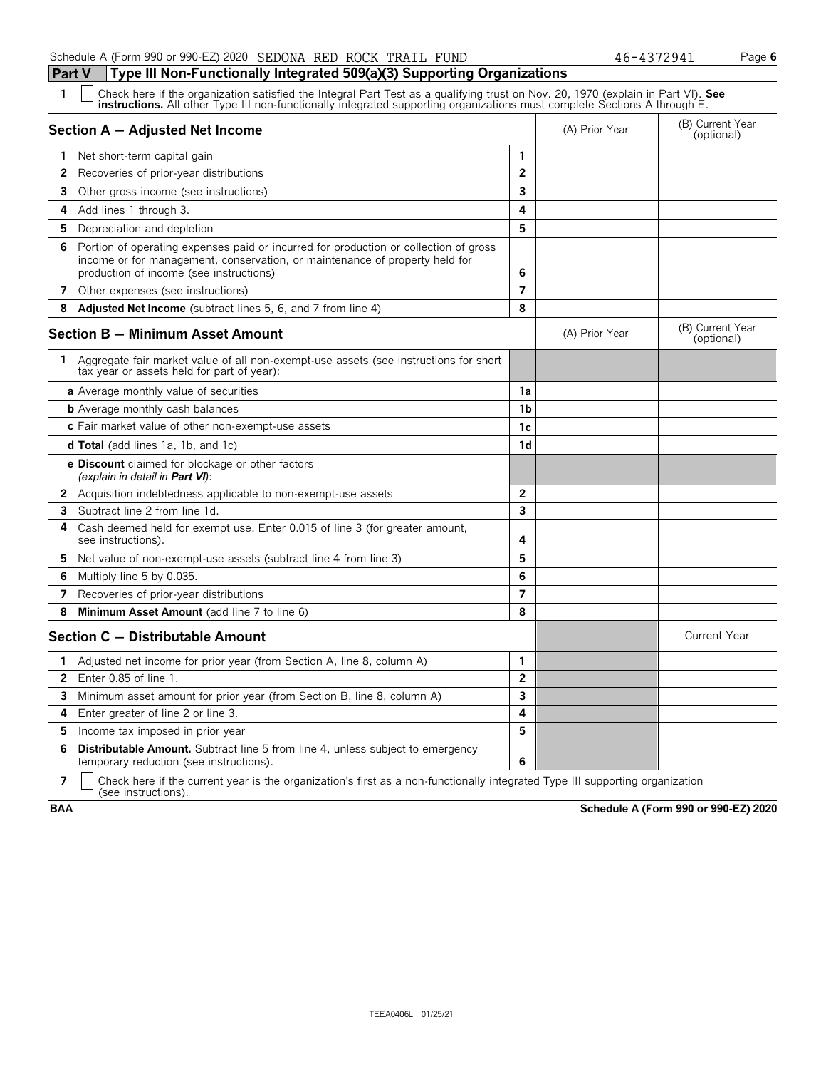## Part V — Type III Non-Functionally Integrated 509(a)(3) Supporting Organizations

**1** ☐ Check here if the organization satisfied the Integral Part Test as a qualifying trust on Nov. 20, 1970 (explain in Part VI). **See instructions.** All other Type III non-functionally integrated supporting organizations must complete Sections A through E.

| **Section A — Adjusted Net Income** | | (A) Prior Year | (B) Current Year (optional) |
|---|---|---|---|
| **1** Net short-term capital gain | 1 | | |
| **2** Recoveries of prior-year distributions | 2 | | |
| **3** Other gross income (see instructions) | 3 | | |
| **4** Add lines 1 through 3. | 4 | | |
| **5** Depreciation and depletion | 5 | | |
| **6** Portion of operating expenses paid or incurred for production or collection of gross income or for management, conservation, or maintenance of property held for production of income (see instructions) | 6 | | |
| **7** Other expenses (see instructions) | 7 | | |
| **8** **Adjusted Net Income** (subtract lines 5, 6, and 7 from line 4) | 8 | | |

| **Section B — Minimum Asset Amount** | | (A) Prior Year | (B) Current Year (optional) |
|---|---|---|---|
| **1** Aggregate fair market value of all non-exempt-use assets (see instructions for short tax year or assets held for part of year): | | | |
| **a** Average monthly value of securities | 1a | | |
| **b** Average monthly cash balances | 1b | | |
| **c** Fair market value of other non-exempt-use assets | 1c | | |
| **d Total** (add lines 1a, 1b, and 1c) | 1d | | |
| **e Discount** claimed for blockage or other factors *(explain in detail in **Part VI**)*: | | | |
| **2** Acquisition indebtedness applicable to non-exempt-use assets | 2 | | |
| **3** Subtract line 2 from line 1d. | 3 | | |
| **4** Cash deemed held for exempt use. Enter 0.015 of line 3 (for greater amount, see instructions). | 4 | | |
| **5** Net value of non-exempt-use assets (subtract line 4 from line 3) | 5 | | |
| **6** Multiply line 5 by 0.035. | 6 | | |
| **7** Recoveries of prior-year distributions | 7 | | |
| **8** **Minimum Asset Amount** (add line 7 to line 6) | 8 | | |

| **Section C — Distributable Amount** | | | Current Year |
|---|---|---|---|
| **1** Adjusted net income for prior year (from Section A, line 8, column A) | 1 | | |
| **2** Enter 0.85 of line 1. | 2 | | |
| **3** Minimum asset amount for prior year (from Section B, line 8, column A) | 3 | | |
| **4** Enter greater of line 2 or line 3. | 4 | | |
| **5** Income tax imposed in prior year | 5 | | |
| **6** **Distributable Amount.** Subtract line 5 from line 4, unless subject to emergency temporary reduction (see instructions). | 6 | | |

**7** ☐ Check here if the current year is the organization's first as a non-functionally integrated Type III supporting organization (see instructions).

**BAA** **Schedule A (Form 990 or 990-EZ) 2020**

TEEA0406L 01/25/21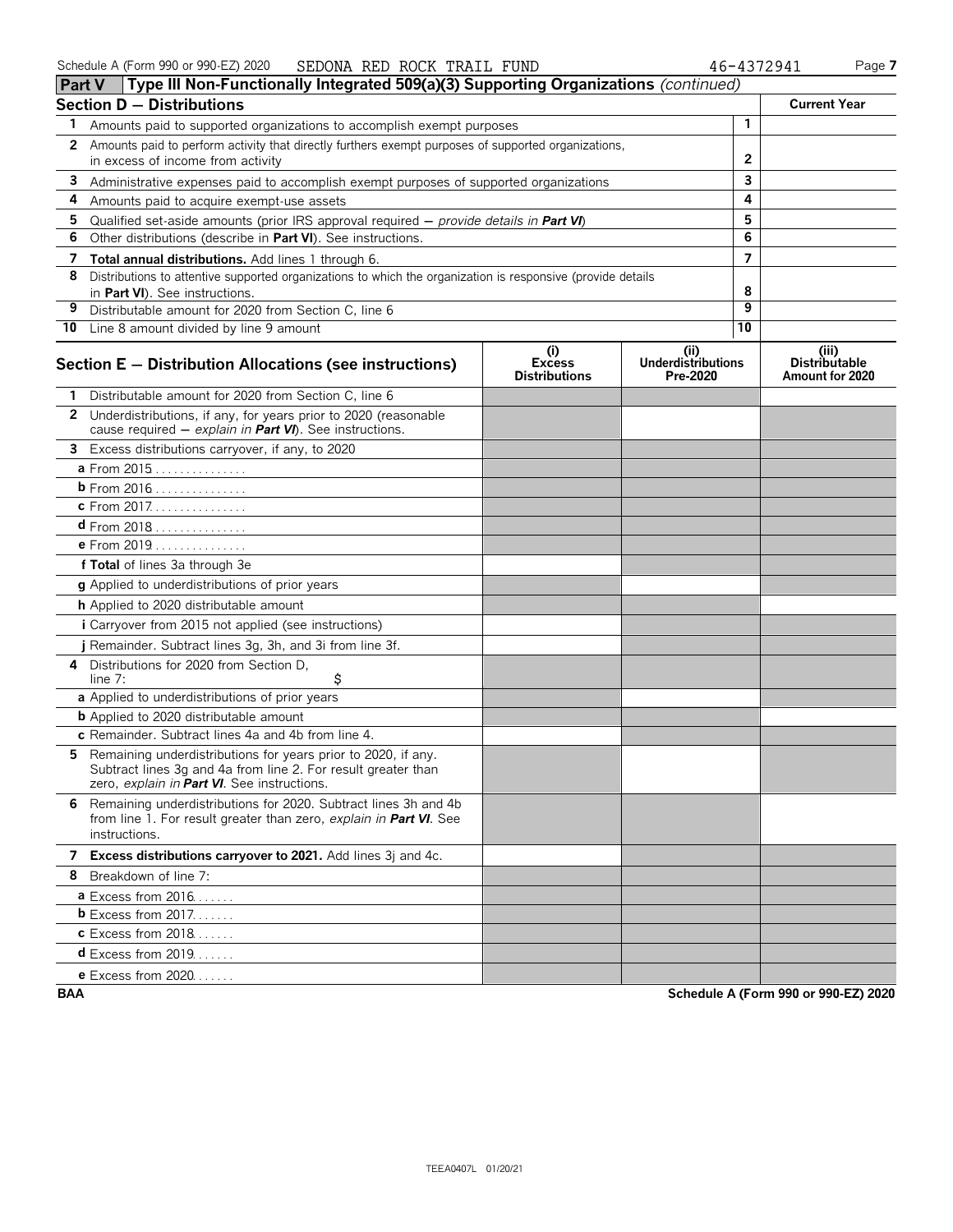Schedule A (Form 990 or 990-EZ) 2020 SEDONA RED ROCK TRAIL FUND 46-4372941 Page **7**

## Part V — Type III Non-Functionally Integrated 509(a)(3) Supporting Organizations *(continued)*

| Section D — Distributions | | Current Year |
|---|---|---|
| **1** Amounts paid to supported organizations to accomplish exempt purposes | 1 | |
| **2** Amounts paid to perform activity that directly furthers exempt purposes of supported organizations, in excess of income from activity | 2 | |
| **3** Administrative expenses paid to accomplish exempt purposes of supported organizations | 3 | |
| **4** Amounts paid to acquire exempt-use assets | 4 | |
| **5** Qualified set-aside amounts (prior IRS approval required — *provide details in **Part VI***) | 5 | |
| **6** Other distributions (describe in **Part VI**). See instructions. | 6 | |
| **7** **Total annual distributions.** Add lines 1 through 6. | 7 | |
| **8** Distributions to attentive supported organizations to which the organization is responsive (provide details in **Part VI**). See instructions. | 8 | |
| **9** Distributable amount for 2020 from Section C, line 6 | 9 | |
| **10** Line 8 amount divided by line 9 amount | 10 | |

| Section E — Distribution Allocations (see instructions) | (i) Excess Distributions | (ii) Underdistributions Pre-2020 | (iii) Distributable Amount for 2020 |
|---|---|---|---|
| **1** Distributable amount for 2020 from Section C, line 6 | | | |
| **2** Underdistributions, if any, for years prior to 2020 (reasonable cause required — *explain in **Part VI***). See instructions. | | | |
| **3** Excess distributions carryover, if any, to 2020 | | | |
| **a** From 2015 | | | |
| **b** From 2016 | | | |
| **c** From 2017 | | | |
| **d** From 2018 | | | |
| **e** From 2019 | | | |
| **f Total** of lines 3a through 3e | | | |
| **g** Applied to underdistributions of prior years | | | |
| **h** Applied to 2020 distributable amount | | | |
| **i** Carryover from 2015 not applied (see instructions) | | | |
| **j** Remainder. Subtract lines 3g, 3h, and 3i from line 3f. | | | |
| **4** Distributions for 2020 from Section D, line 7: $ | | | |
| **a** Applied to underdistributions of prior years | | | |
| **b** Applied to 2020 distributable amount | | | |
| **c** Remainder. Subtract lines 4a and 4b from line 4. | | | |
| **5** Remaining underdistributions for years prior to 2020, if any. Subtract lines 3g and 4a from line 2. For result greater than zero, *explain in **Part VI***. See instructions. | | | |
| **6** Remaining underdistributions for 2020. Subtract lines 3h and 4b from line 1. For result greater than zero, *explain in **Part VI***. See instructions. | | | |
| **7** **Excess distributions carryover to 2021.** Add lines 3j and 4c. | | | |
| **8** Breakdown of line 7: | | | |
| **a** Excess from 2016 | | | |
| **b** Excess from 2017 | | | |
| **c** Excess from 2018 | | | |
| **d** Excess from 2019 | | | |
| **e** Excess from 2020 | | | |

BAA **Schedule A (Form 990 or 990-EZ) 2020**

TEEA0407L 01/20/21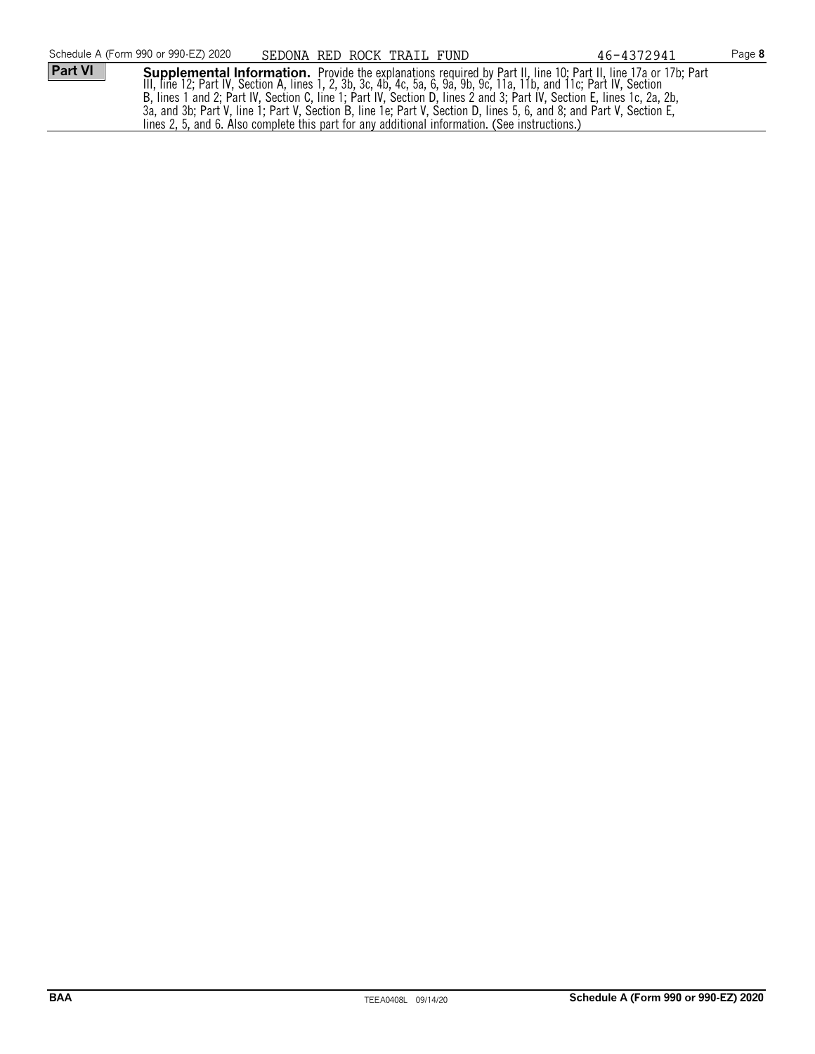Schedule A (Form 990 or 990-EZ) 2020 SEDONA RED ROCK TRAIL FUND 46-4372941

**Part VI** **Supplemental Information.** Provide the explanations required by Part II, line 10; Part II, line 17a or 17b; Part III, line 12; Part IV, Section A, lines 1, 2, 3b, 3c, 4b, 4c, 5a, 6, 9a, 9b, 9c, 11a, 11b, and 11c; Part IV, Section B, lines 1 and 2; Part IV, Section C, line 1; Part IV, Section D, lines 2 and 3; Part IV, Section E, lines 1c, 2a, 2b, 3a, and 3b; Part V, line 1; Part V, Section B, line 1e; Part V, Section D, lines 5, 6, and 8; and Part V, Section E, lines 2, 5, and 6. Also complete this part for any additional information. (See instructions.)

BAA TEEA0408L 09/14/20 **Schedule A (Form 990 or 990-EZ) 2020**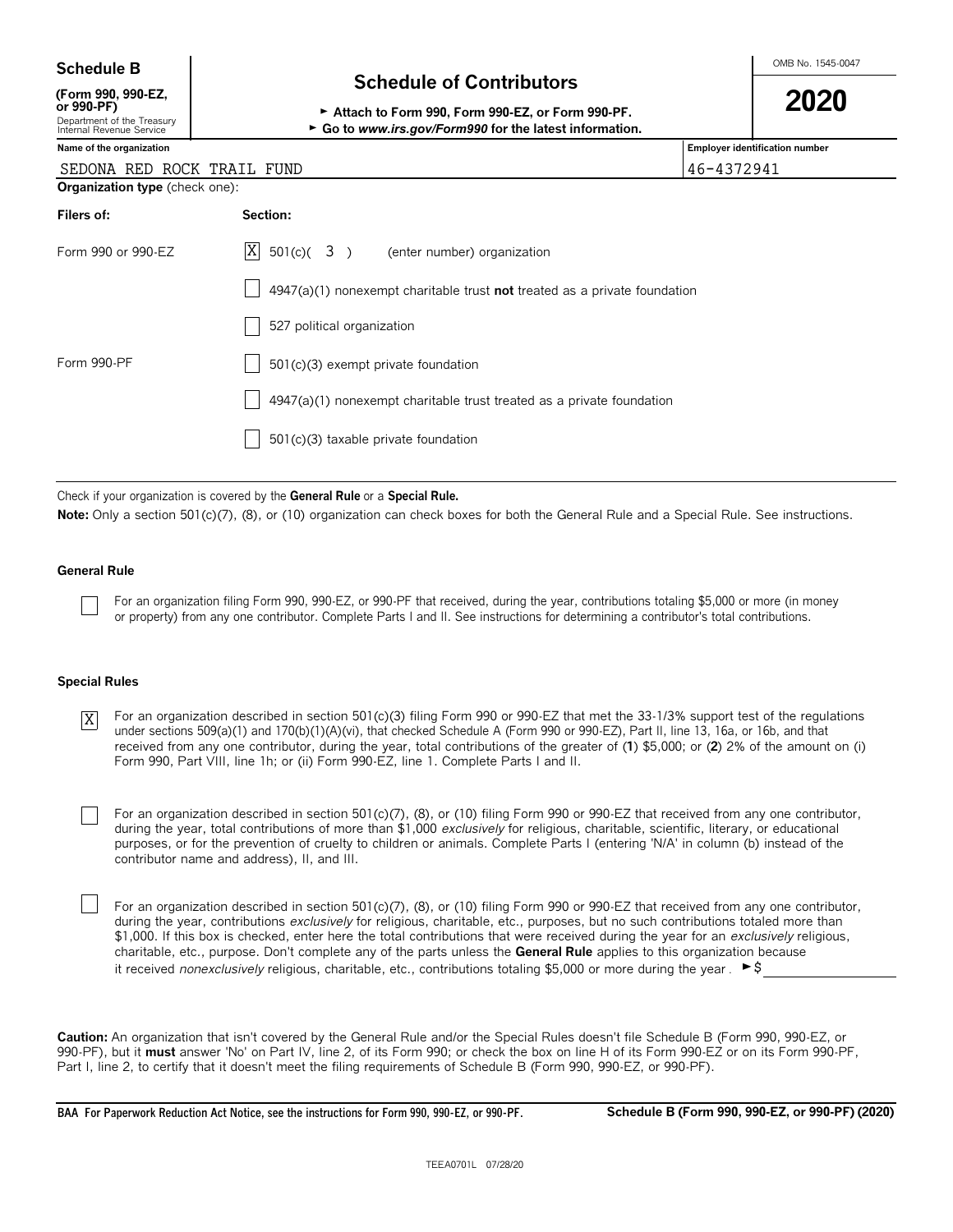**Schedule B**

**(Form 990, 990-EZ, or 990-PF)**

Department of the Treasury
Internal Revenue Service

# Schedule of Contributors

► **Attach to Form 990, Form 990-EZ, or Form 990-PF.**
► **Go to *www.irs.gov/Form990* for the latest information.**

OMB No. 1545-0047

**2020**

| **Name of the organization** | **Employer identification number** |
| --- | --- |
| SEDONA RED ROCK TRAIL FUND | 46-4372941 |

**Organization type** (check one):

| **Filers of:** | **Section:** |
| --- | --- |
| Form 990 or 990-EZ | [X] 501(c)( 3 ) (enter number) organization |
| | [ ] 4947(a)(1) nonexempt charitable trust **not** treated as a private foundation |
| | [ ] 527 political organization |
| Form 990-PF | [ ] 501(c)(3) exempt private foundation |
| | [ ] 4947(a)(1) nonexempt charitable trust treated as a private foundation |
| | [ ] 501(c)(3) taxable private foundation |

Check if your organization is covered by the **General Rule** or a **Special Rule.**

**Note:** Only a section 501(c)(7), (8), or (10) organization can check boxes for both the General Rule and a Special Rule. See instructions.

**General Rule**

[ ] For an organization filing Form 990, 990-EZ, or 990-PF that received, during the year, contributions totaling $5,000 or more (in money or property) from any one contributor. Complete Parts I and II. See instructions for determining a contributor's total contributions.

**Special Rules**

[X] For an organization described in section 501(c)(3) filing Form 990 or 990-EZ that met the 33-1/3% support test of the regulations under sections 509(a)(1) and 170(b)(1)(A)(vi), that checked Schedule A (Form 990 or 990-EZ), Part II, line 13, 16a, or 16b, and that received from any one contributor, during the year, total contributions of the greater of (**1**) $5,000; or (**2**) 2% of the amount on (i) Form 990, Part VIII, line 1h; or (ii) Form 990-EZ, line 1. Complete Parts I and II.

[ ] For an organization described in section 501(c)(7), (8), or (10) filing Form 990 or 990-EZ that received from any one contributor, during the year, total contributions of more than $1,000 *exclusively* for religious, charitable, scientific, literary, or educational purposes, or for the prevention of cruelty to children or animals. Complete Parts I (entering 'N/A' in column (b) instead of the contributor name and address), II, and III.

[ ] For an organization described in section 501(c)(7), (8), or (10) filing Form 990 or 990-EZ that received from any one contributor, during the year, contributions *exclusively* for religious, charitable, etc., purposes, but no such contributions totaled more than $1,000. If this box is checked, enter here the total contributions that were received during the year for an *exclusively* religious, charitable, etc., purpose. Don't complete any of the parts unless the **General Rule** applies to this organization because it received *nonexclusively* religious, charitable, etc., contributions totaling $5,000 or more during the year . ►$ ____________

**Caution:** An organization that isn't covered by the General Rule and/or the Special Rules doesn't file Schedule B (Form 990, 990-EZ, or 990-PF), but it **must** answer 'No' on Part IV, line 2, of its Form 990; or check the box on line H of its Form 990-EZ or on its Form 990-PF, Part I, line 2, to certify that it doesn't meet the filing requirements of Schedule B (Form 990, 990-EZ, or 990-PF).

**BAA For Paperwork Reduction Act Notice, see the instructions for Form 990, 990-EZ, or 990-PF.** **Schedule B (Form 990, 990-EZ, or 990-PF) (2020)**

TEEA0701L 07/28/20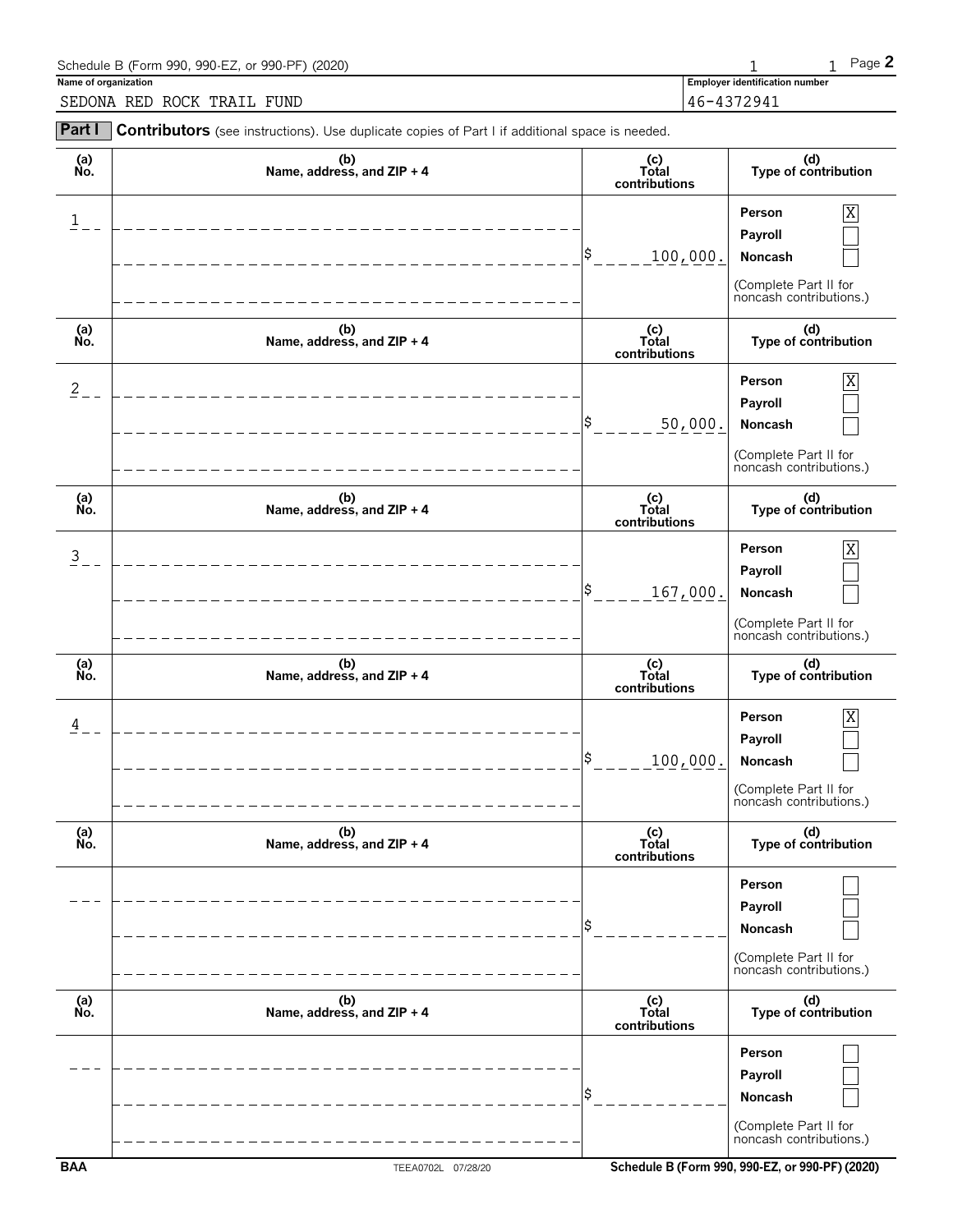Schedule B (Form 990, 990-EZ, or 990-PF) (2020)

**Name of organization**

SEDONA RED ROCK TRAIL FUND

**Employer identification number**

46-4372941

**Part I** **Contributors** (see instructions). Use duplicate copies of Part I if additional space is needed.

| (a) No. | (b) Name, address, and ZIP + 4 | (c) Total contributions | (d) Type of contribution |
|---|---|---|---|
| 1 | | $ 100,000. | Person [X] Payroll [ ] Noncash [ ] (Complete Part II for noncash contributions.) |
| 2 | | $ 50,000. | Person [X] Payroll [ ] Noncash [ ] (Complete Part II for noncash contributions.) |
| 3 | | $ 167,000. | Person [X] Payroll [ ] Noncash [ ] (Complete Part II for noncash contributions.) |
| 4 | | $ 100,000. | Person [X] Payroll [ ] Noncash [ ] (Complete Part II for noncash contributions.) |
| | | $ | Person [ ] Payroll [ ] Noncash [ ] (Complete Part II for noncash contributions.) |
| | | $ | Person [ ] Payroll [ ] Noncash [ ] (Complete Part II for noncash contributions.) |

BAA TEEA0702L 07/28/20 Schedule B (Form 990, 990-EZ, or 990-PF) (2020)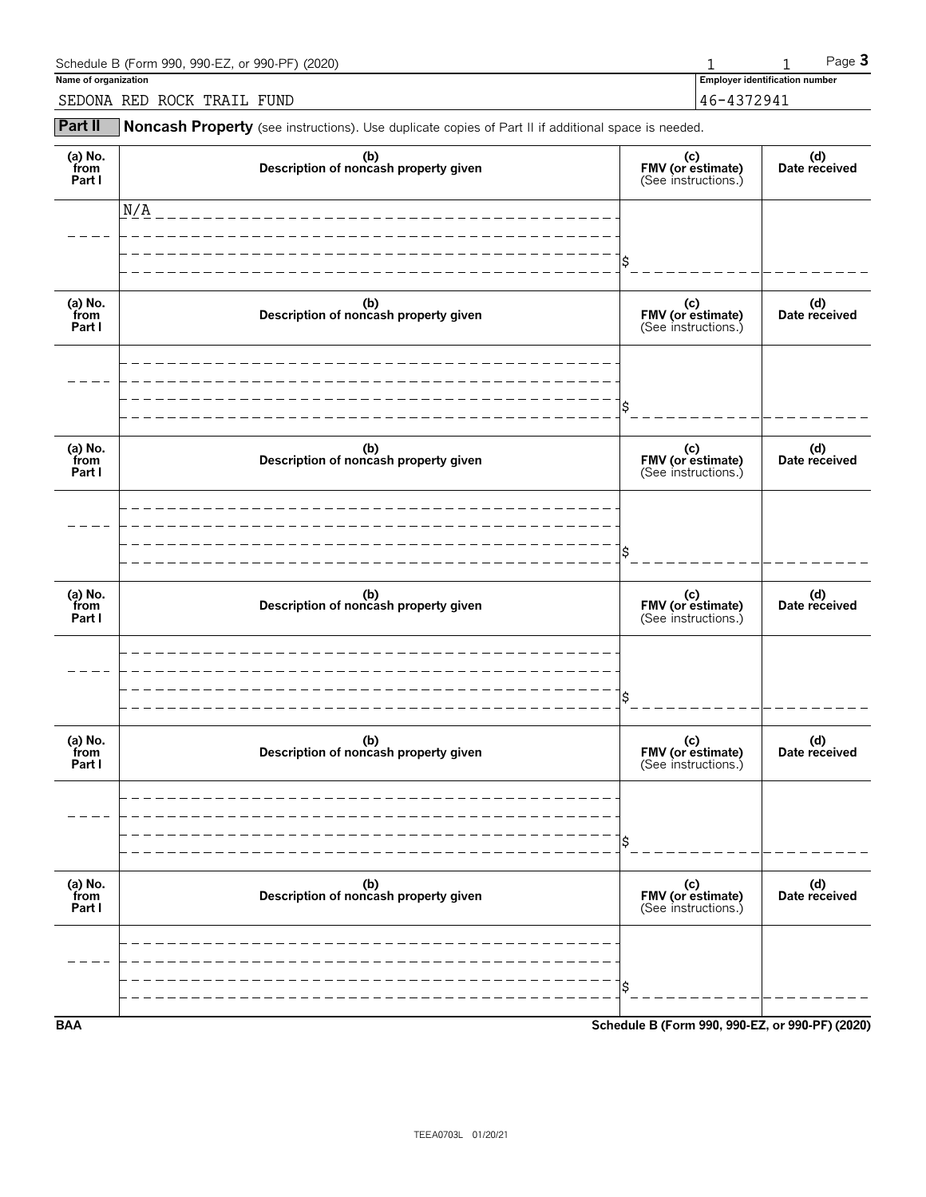Schedule B (Form 990, 990-EZ, or 990-PF) (2020) Page **3**

**Name of organization**

SEDONA RED ROCK TRAIL FUND

**Employer identification number**

46-4372941

**Part II** **Noncash Property** (see instructions). Use duplicate copies of Part II if additional space is needed.

| (a) No. from Part I | (b) Description of noncash property given | (c) FMV (or estimate) (See instructions.) | (d) Date received |
|---|---|---|---|
| | N/A | $ | |

| (a) No. from Part I | (b) Description of noncash property given | (c) FMV (or estimate) (See instructions.) | (d) Date received |
|---|---|---|---|
| | | $ | |

| (a) No. from Part I | (b) Description of noncash property given | (c) FMV (or estimate) (See instructions.) | (d) Date received |
|---|---|---|---|
| | | $ | |

| (a) No. from Part I | (b) Description of noncash property given | (c) FMV (or estimate) (See instructions.) | (d) Date received |
|---|---|---|---|
| | | $ | |

| (a) No. from Part I | (b) Description of noncash property given | (c) FMV (or estimate) (See instructions.) | (d) Date received |
|---|---|---|---|
| | | $ | |

| (a) No. from Part I | (b) Description of noncash property given | (c) FMV (or estimate) (See instructions.) | (d) Date received |
|---|---|---|---|
| | | $ | |

**BAA** **Schedule B (Form 990, 990-EZ, or 990-PF) (2020)**

TEEA0703L 01/20/21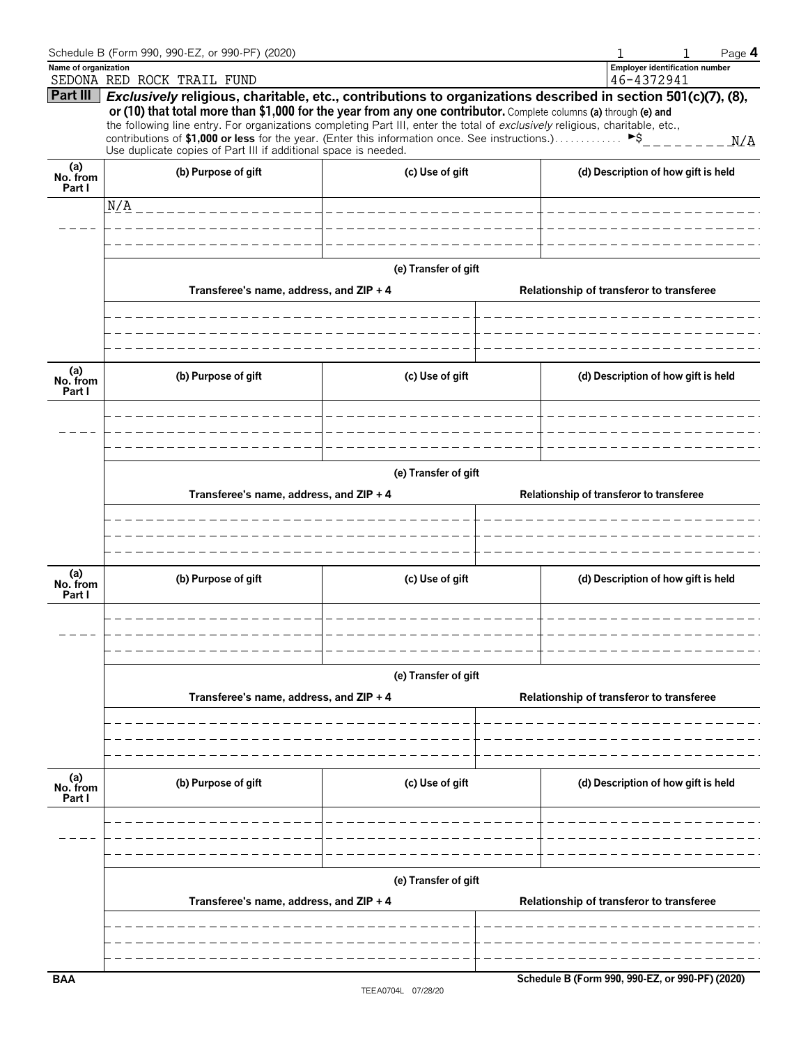Schedule B (Form 990, 990-EZ, or 990-PF) (2020)

**Name of organization**
SEDONA RED ROCK TRAIL FUND

**Employer identification number**
46-4372941

## Part III — *Exclusively* religious, charitable, etc., contributions to organizations described in section 501(c)(7), (8), or (10) that total more than $1,000 for the year from any one contributor.

Complete columns **(a)** through **(e)** and the following line entry. For organizations completing Part III, enter the total of *exclusively* religious, charitable, etc., contributions of **$1,000 or less** for the year. (Enter this information once. See instructions.) ►$ N/A

Use duplicate copies of Part III if additional space is needed.

| (a) No. from Part I | (b) Purpose of gift | (c) Use of gift | (d) Description of how gift is held |
|---|---|---|---|
| | N/A | | |

**(e) Transfer of gift**

| Transferee's name, address, and ZIP + 4 | Relationship of transferor to transferee |
|---|---|
| | |

| (a) No. from Part I | (b) Purpose of gift | (c) Use of gift | (d) Description of how gift is held |
|---|---|---|---|
| | | | |

**(e) Transfer of gift**

| Transferee's name, address, and ZIP + 4 | Relationship of transferor to transferee |
|---|---|
| | |

| (a) No. from Part I | (b) Purpose of gift | (c) Use of gift | (d) Description of how gift is held |
|---|---|---|---|
| | | | |

**(e) Transfer of gift**

| Transferee's name, address, and ZIP + 4 | Relationship of transferor to transferee |
|---|---|
| | |

| (a) No. from Part I | (b) Purpose of gift | (c) Use of gift | (d) Description of how gift is held |
|---|---|---|---|
| | | | |

**(e) Transfer of gift**

| Transferee's name, address, and ZIP + 4 | Relationship of transferor to transferee |
|---|---|
| | |

BAA Schedule B (Form 990, 990-EZ, or 990-PF) (2020)

TEEA0704L 07/28/20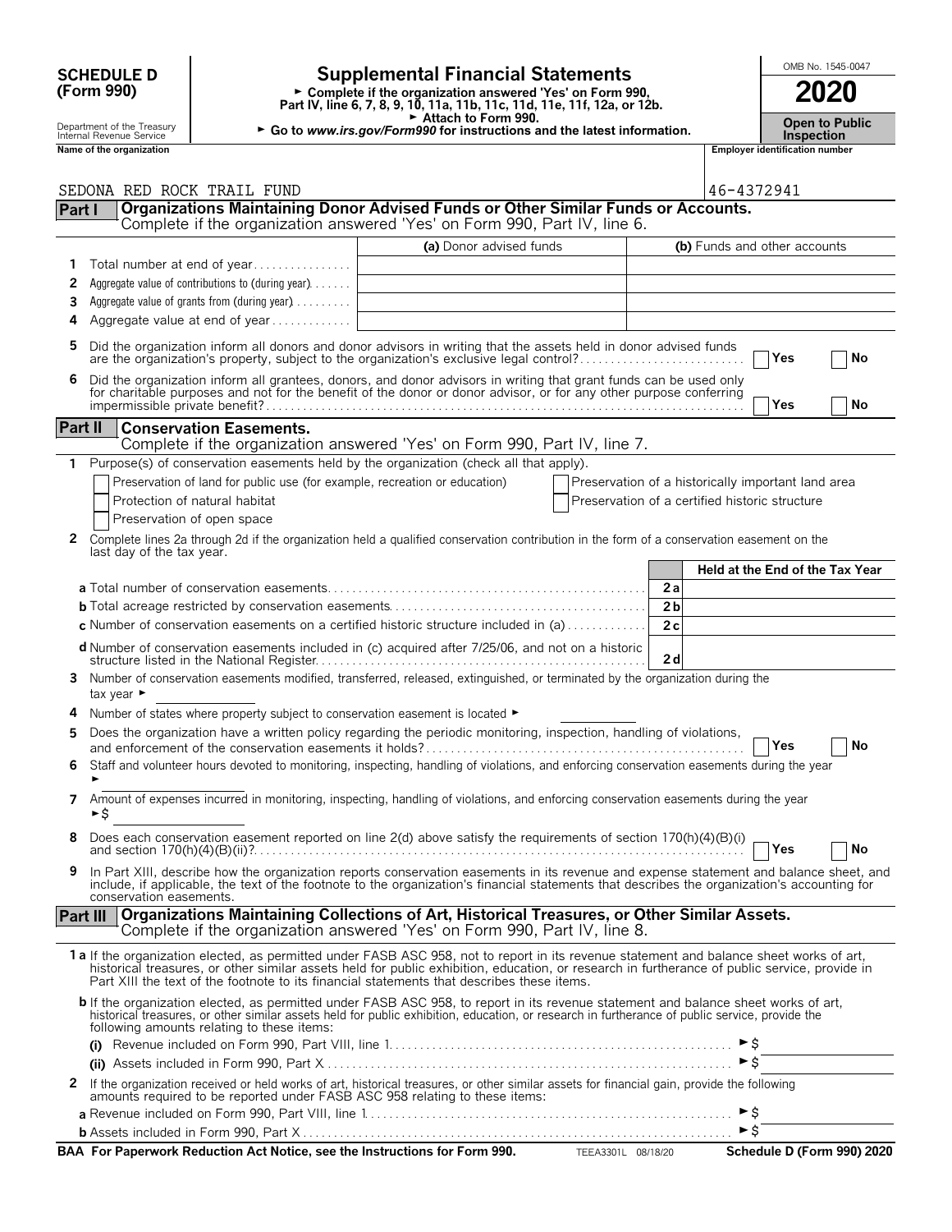**SCHEDULE D (Form 990)**

Department of the Treasury Internal Revenue Service

# Supplemental Financial Statements

► Complete if the organization answered 'Yes' on Form 990, Part IV, line 6, 7, 8, 9, 10, 11a, 11b, 11c, 11d, 11e, 11f, 12a, or 12b.
► Attach to Form 990.
► Go to *www.irs.gov/Form990* for instructions and the latest information.

OMB No. 1545-0047

**2020**

**Open to Public Inspection**

**Name of the organization**: SEDONA RED ROCK TRAIL FUND

**Employer identification number**: 46-4372941

## Part I — Organizations Maintaining Donor Advised Funds or Other Similar Funds or Accounts.

Complete if the organization answered 'Yes' on Form 990, Part IV, line 6.

| | | (a) Donor advised funds | (b) Funds and other accounts |
|---|---|---|---|
| 1 | Total number at end of year | | |
| 2 | Aggregate value of contributions to (during year) | | |
| 3 | Aggregate value of grants from (during year) | | |
| 4 | Aggregate value at end of year | | |

5 Did the organization inform all donors and donor advisors in writing that the assets held in donor advised funds are the organization's property, subject to the organization's exclusive legal control? ☐ Yes ☐ No

6 Did the organization inform all grantees, donors, and donor advisors in writing that grant funds can be used only for charitable purposes and not for the benefit of the donor or donor advisor, or for any other purpose conferring impermissible private benefit? ☐ Yes ☐ No

## Part II — Conservation Easements.

Complete if the organization answered 'Yes' on Form 990, Part IV, line 7.

1 Purpose(s) of conservation easements held by the organization (check all that apply).

☐ Preservation of land for public use (for example, recreation or education)
☐ Protection of natural habitat
☐ Preservation of open space
☐ Preservation of a historically important land area
☐ Preservation of a certified historic structure

2 Complete lines 2a through 2d if the organization held a qualified conservation contribution in the form of a conservation easement on the last day of the tax year.

| | | | Held at the End of the Tax Year |
|---|---|---|---|
| a | Total number of conservation easements | 2a | |
| b | Total acreage restricted by conservation easements | 2b | |
| c | Number of conservation easements on a certified historic structure included in (a) | 2c | |
| d | Number of conservation easements included in (c) acquired after 7/25/06, and not on a historic structure listed in the National Register | 2d | |

3 Number of conservation easements modified, transferred, released, extinguished, or terminated by the organization during the tax year ►

4 Number of states where property subject to conservation easement is located ►

5 Does the organization have a written policy regarding the periodic monitoring, inspection, handling of violations, and enforcement of the conservation easements it holds? ☐ Yes ☐ No

6 Staff and volunteer hours devoted to monitoring, inspecting, handling of violations, and enforcing conservation easements during the year ►

7 Amount of expenses incurred in monitoring, inspecting, handling of violations, and enforcing conservation easements during the year ►$

8 Does each conservation easement reported on line 2(d) above satisfy the requirements of section 170(h)(4)(B)(i) and section 170(h)(4)(B)(ii)? ☐ Yes ☐ No

9 In Part XIII, describe how the organization reports conservation easements in its revenue and expense statement and balance sheet, and include, if applicable, the text of the footnote to the organization's financial statements that describes the organization's accounting for conservation easements.

## Part III — Organizations Maintaining Collections of Art, Historical Treasures, or Other Similar Assets.

Complete if the organization answered 'Yes' on Form 990, Part IV, line 8.

1a If the organization elected, as permitted under FASB ASC 958, not to report in its revenue statement and balance sheet works of art, historical treasures, or other similar assets held for public exhibition, education, or research in furtherance of public service, provide in Part XIII the text of the footnote to its financial statements that describes these items.

b If the organization elected, as permitted under FASB ASC 958, to report in its revenue statement and balance sheet works of art, historical treasures, or other similar assets held for public exhibition, education, or research in furtherance of public service, provide the following amounts relating to these items:

(i) Revenue included on Form 990, Part VIII, line 1 ►$

(ii) Assets included in Form 990, Part X ►$

2 If the organization received or held works of art, historical treasures, or other similar assets for financial gain, provide the following amounts required to be reported under FASB ASC 958 relating to these items:

a Revenue included on Form 990, Part VIII, line 1 ►$

b Assets included in Form 990, Part X ►$

**BAA For Paperwork Reduction Act Notice, see the Instructions for Form 990.** TEEA3301L 08/18/20 **Schedule D (Form 990) 2020**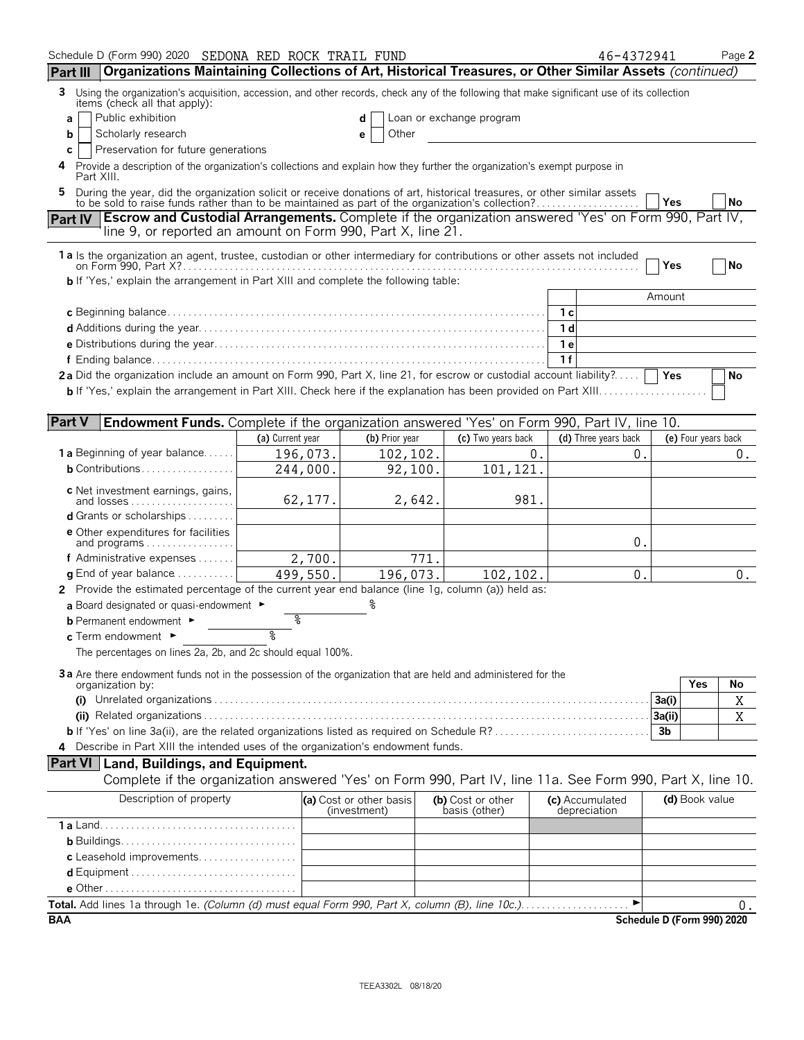Schedule D (Form 990) 2020 SEDONA RED ROCK TRAIL FUND 46-4372941 Page **2**

## Part III Organizations Maintaining Collections of Art, Historical Treasures, or Other Similar Assets *(continued)*

**3** Using the organization's acquisition, accession, and other records, check any of the following that make significant use of its collection items (check all that apply):

- **a** ☐ Public exhibition
- **b** ☐ Scholarly research
- **c** ☐ Preservation for future generations
- **d** ☐ Loan or exchange program
- **e** ☐ Other

**4** Provide a description of the organization's collections and explain how they further the organization's exempt purpose in Part XIII.

**5** During the year, did the organization solicit or receive donations of art, historical treasures, or other similar assets to be sold to raise funds rather than to be maintained as part of the organization's collection? ☐ Yes ☐ No

## Part IV Escrow and Custodial Arrangements. Complete if the organization answered 'Yes' on Form 990, Part IV, line 9, or reported an amount on Form 990, Part X, line 21.

**1a** Is the organization an agent, trustee, custodian or other intermediary for contributions or other assets not included on Form 990, Part X? ☐ Yes ☐ No

**b** If 'Yes,' explain the arrangement in Part XIII and complete the following table:

| | | Amount |
|---|---|---|
| **c** Beginning balance | 1c | |
| **d** Additions during the year | 1d | |
| **e** Distributions during the year | 1e | |
| **f** Ending balance | 1f | |

**2a** Did the organization include an amount on Form 990, Part X, line 21, for escrow or custodial account liability? ☐ Yes ☐ No

**b** If 'Yes,' explain the arrangement in Part XIII. Check here if the explanation has been provided on Part XIII ☐

## Part V Endowment Funds. Complete if the organization answered 'Yes' on Form 990, Part IV, line 10.

| | (a) Current year | (b) Prior year | (c) Two years back | (d) Three years back | (e) Four years back |
|---|---|---|---|---|---|
| **1a** Beginning of year balance | 196,073. | 102,102. | 0. | 0. | 0. |
| **b** Contributions | 244,000. | 92,100. | 101,121. | | |
| **c** Net investment earnings, gains, and losses | 62,177. | 2,642. | 981. | | |
| **d** Grants or scholarships | | | | | |
| **e** Other expenditures for facilities and programs | | | | 0. | |
| **f** Administrative expenses | 2,700. | 771. | | | |
| **g** End of year balance | 499,550. | 196,073. | 102,102. | 0. | 0. |

**2** Provide the estimated percentage of the current year end balance (line 1g, column (a)) held as:

**a** Board designated or quasi-endowment ► %

**b** Permanent endowment ► %

**c** Term endowment ► %

The percentages on lines 2a, 2b, and 2c should equal 100%.

**3a** Are there endowment funds not in the possession of the organization that are held and administered for the organization by:

| | | Yes | No |
|---|---|---|---|
| **(i)** Unrelated organizations | 3a(i) | | X |
| **(ii)** Related organizations | 3a(ii) | | X |
| **b** If 'Yes' on line 3a(ii), are the related organizations listed as required on Schedule R? | 3b | | |

**4** Describe in Part XIII the intended uses of the organization's endowment funds.

## Part VI Land, Buildings, and Equipment.

Complete if the organization answered 'Yes' on Form 990, Part IV, line 11a. See Form 990, Part X, line 10.

| Description of property | (a) Cost or other basis (investment) | (b) Cost or other basis (other) | (c) Accumulated depreciation | (d) Book value |
|---|---|---|---|---|
| **1a** Land | | | | |
| **b** Buildings | | | | |
| **c** Leasehold improvements | | | | |
| **d** Equipment | | | | |
| **e** Other | | | | |

**Total.** Add lines 1a through 1e. *(Column (d) must equal Form 990, Part X, column (B), line 10c.)* ► 0.

BAA Schedule D (Form 990) 2020

TEEA3302L 08/18/20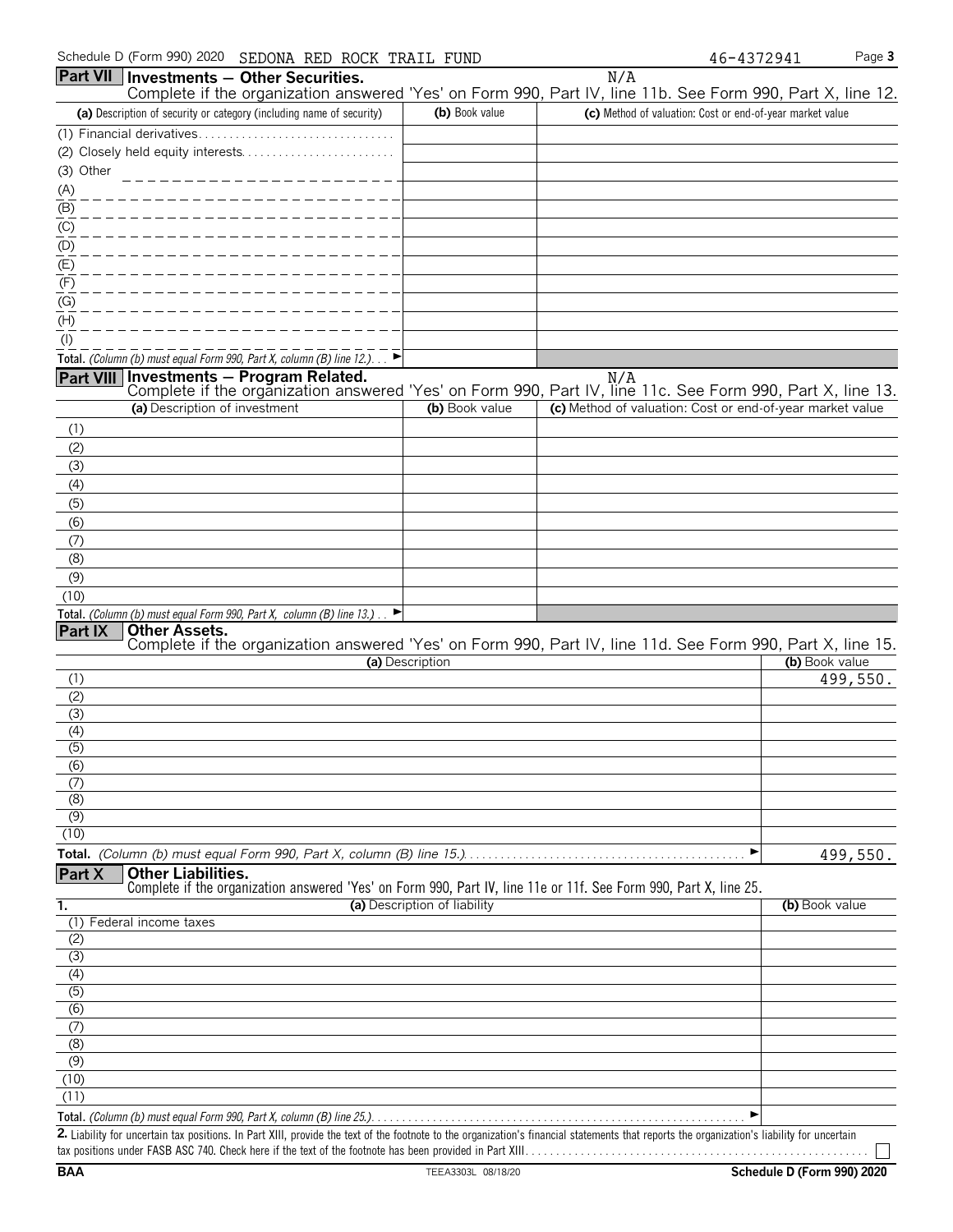Schedule D (Form 990) 2020 SEDONA RED ROCK TRAIL FUND 46-4372941

## Part VII Investments — Other Securities.

N/A

Complete if the organization answered 'Yes' on Form 990, Part IV, line 11b. See Form 990, Part X, line 12.

| (a) Description of security or category (including name of security) | (b) Book value | (c) Method of valuation: Cost or end-of-year market value |
|---|---|---|
| (1) Financial derivatives | | |
| (2) Closely held equity interests | | |
| (3) Other | | |
| (A) | | |
| (B) | | |
| (C) | | |
| (D) | | |
| (E) | | |
| (F) | | |
| (G) | | |
| (H) | | |
| (I) | | |
| Total. *(Column (b) must equal Form 990, Part X, column (B) line 12.)* ► | | |

## Part VIII Investments — Program Related.

N/A

Complete if the organization answered 'Yes' on Form 990, Part IV, line 11c. See Form 990, Part X, line 13.

| (a) Description of investment | (b) Book value | (c) Method of valuation: Cost or end-of-year market value |
|---|---|---|
| (1) | | |
| (2) | | |
| (3) | | |
| (4) | | |
| (5) | | |
| (6) | | |
| (7) | | |
| (8) | | |
| (9) | | |
| (10) | | |
| Total. *(Column (b) must equal Form 990, Part X, column (B) line 13.)* ► | | |

## Part IX Other Assets.

Complete if the organization answered 'Yes' on Form 990, Part IV, line 11d. See Form 990, Part X, line 15.

| (a) Description | (b) Book value |
|---|---|
| (1) | 499,550. |
| (2) | |
| (3) | |
| (4) | |
| (5) | |
| (6) | |
| (7) | |
| (8) | |
| (9) | |
| (10) | |
| Total. *(Column (b) must equal Form 990, Part X, column (B) line 15.)* ► | 499,550. |

## Part X Other Liabilities.

Complete if the organization answered 'Yes' on Form 990, Part IV, line 11e or 11f. See Form 990, Part X, line 25.

| 1. (a) Description of liability | (b) Book value |
|---|---|
| (1) Federal income taxes | |
| (2) | |
| (3) | |
| (4) | |
| (5) | |
| (6) | |
| (7) | |
| (8) | |
| (9) | |
| (10) | |
| (11) | |
| Total. *(Column (b) must equal Form 990, Part X, column (B) line 25.)* ► | |

**2.** Liability for uncertain tax positions. In Part XIII, provide the text of the footnote to the organization's financial statements that reports the organization's liability for uncertain tax positions under FASB ASC 740. Check here if the text of the footnote has been provided in Part XIII ☐

BAA TEEA3303L 08/18/20 Schedule D (Form 990) 2020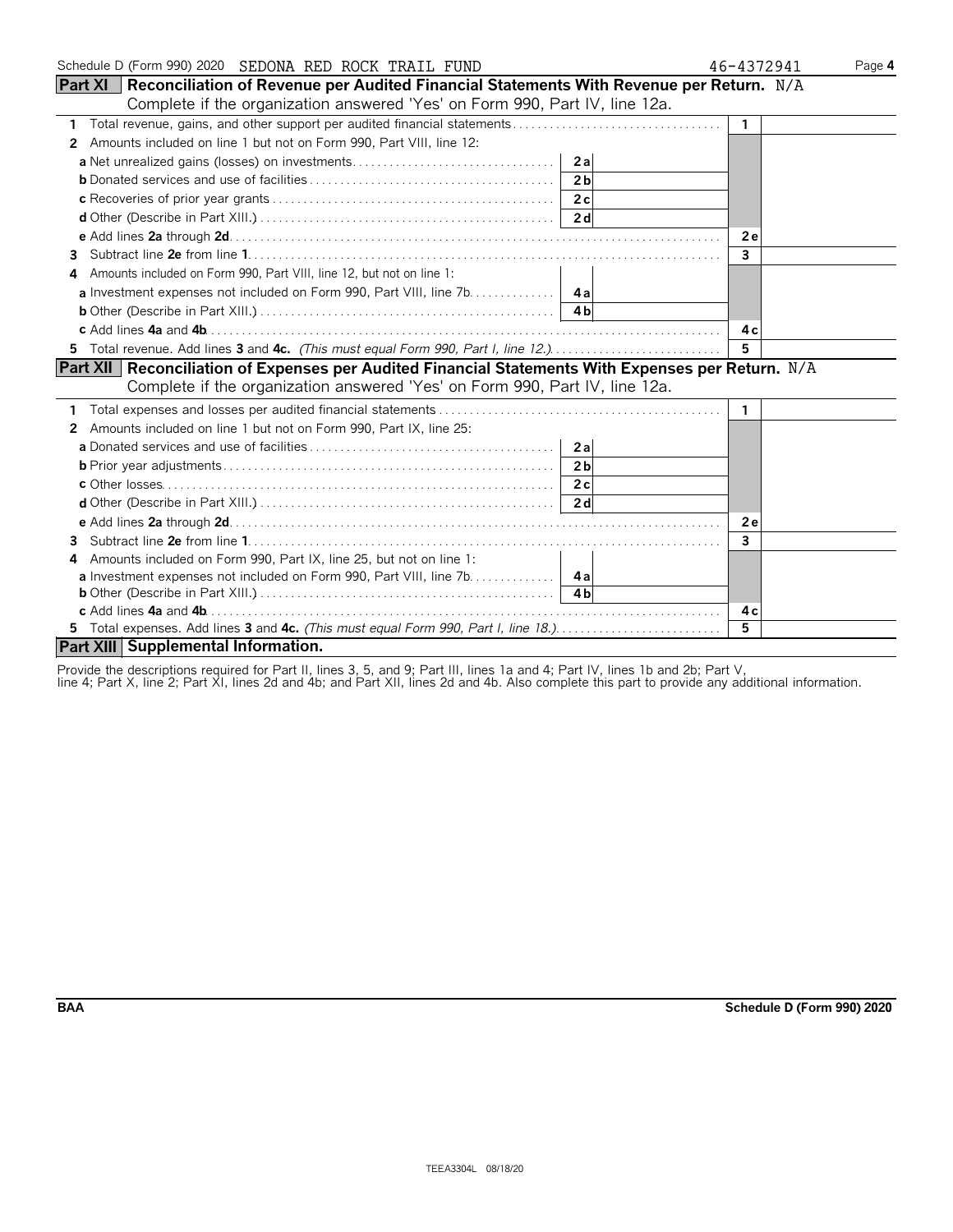Schedule D (Form 990) 2020 SEDONA RED ROCK TRAIL FUND 46-4372941

## Part XI Reconciliation of Revenue per Audited Financial Statements With Revenue per Return. N/A

Complete if the organization answered 'Yes' on Form 990, Part IV, line 12a.

| | | | | |
|---|---|---|---|---|
| 1 | Total revenue, gains, and other support per audited financial statements | | 1 | |
| 2 | Amounts included on line 1 but not on Form 990, Part VIII, line 12: | | | |
| a | Net unrealized gains (losses) on investments | 2a | | |
| b | Donated services and use of facilities | 2b | | |
| c | Recoveries of prior year grants | 2c | | |
| d | Other (Describe in Part XIII.) | 2d | | |
| e | Add lines **2a** through **2d** | | 2e | |
| 3 | Subtract line **2e** from line **1** | | 3 | |
| 4 | Amounts included on Form 990, Part VIII, line 12, but not on line 1: | | | |
| a | Investment expenses not included on Form 990, Part VIII, line 7b | 4a | | |
| b | Other (Describe in Part XIII.) | 4b | | |
| c | Add lines **4a** and **4b** | | 4c | |
| 5 | Total revenue. Add lines **3** and **4c.** *(This must equal Form 990, Part I, line 12.)* | | 5 | |

## Part XII Reconciliation of Expenses per Audited Financial Statements With Expenses per Return. N/A

Complete if the organization answered 'Yes' on Form 990, Part IV, line 12a.

| | | | | |
|---|---|---|---|---|
| 1 | Total expenses and losses per audited financial statements | | 1 | |
| 2 | Amounts included on line 1 but not on Form 990, Part IX, line 25: | | | |
| a | Donated services and use of facilities | 2a | | |
| b | Prior year adjustments | 2b | | |
| c | Other losses | 2c | | |
| d | Other (Describe in Part XIII.) | 2d | | |
| e | Add lines **2a** through **2d** | | 2e | |
| 3 | Subtract line **2e** from line **1** | | 3 | |
| 4 | Amounts included on Form 990, Part IX, line 25, but not on line 1: | | | |
| a | Investment expenses not included on Form 990, Part VIII, line 7b | 4a | | |
| b | Other (Describe in Part XIII.) | 4b | | |
| c | Add lines **4a** and **4b** | | 4c | |
| 5 | Total expenses. Add lines **3** and **4c.** *(This must equal Form 990, Part I, line 18.)* | | 5 | |

## Part XIII Supplemental Information.

Provide the descriptions required for Part II, lines 3, 5, and 9; Part III, lines 1a and 4; Part IV, lines 1b and 2b; Part V, line 4; Part X, line 2; Part XI, lines 2d and 4b; and Part XII, lines 2d and 4b. Also complete this part to provide any additional information.

BAA Schedule D (Form 990) 2020

TEEA3304L 08/18/20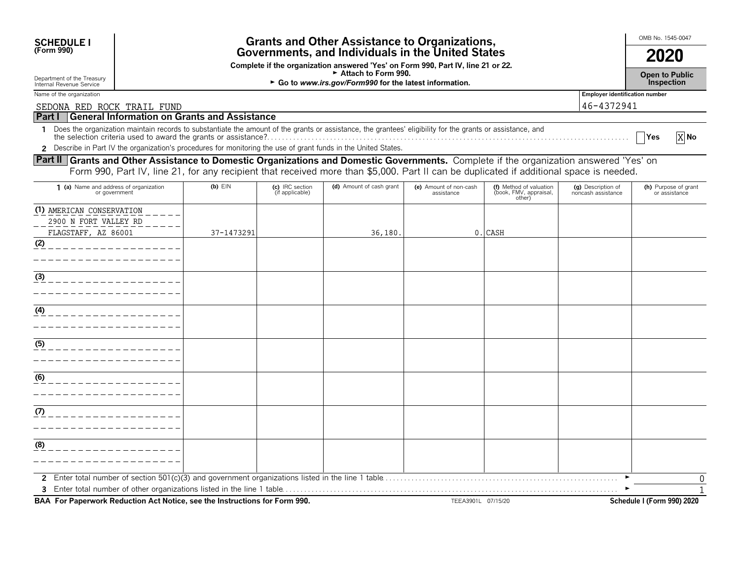**SCHEDULE I**
**(Form 990)**

Department of the Treasury
Internal Revenue Service

# Grants and Other Assistance to Organizations, Governments, and Individuals in the United States

**Complete if the organization answered 'Yes' on Form 990, Part IV, line 21 or 22.**
**► Attach to Form 990.**
**► Go to *www.irs.gov/Form990* for the latest information.**

OMB No. 1545-0047

**2020**

**Open to Public Inspection**

Name of the organization: SEDONA RED ROCK TRAIL FUND

Employer identification number: 46-4372941

## Part I General Information on Grants and Assistance

1 Does the organization maintain records to substantiate the amount of the grants or assistance, the grantees' eligibility for the grants or assistance, and the selection criteria used to award the grants or assistance? ☐ Yes ☒ No

2 Describe in Part IV the organization's procedures for monitoring the use of grant funds in the United States.

## Part II Grants and Other Assistance to Domestic Organizations and Domestic Governments.

Complete if the organization answered 'Yes' on Form 990, Part IV, line 21, for any recipient that received more than $5,000. Part II can be duplicated if additional space is needed.

| 1 (a) Name and address of organization or government | (b) EIN | (c) IRC section (if applicable) | (d) Amount of cash grant | (e) Amount of non-cash assistance | (f) Method of valuation (book, FMV, appraisal, other) | (g) Description of noncash assistance | (h) Purpose of grant or assistance |
|---|---|---|---|---|---|---|---|
| (1) AMERICAN CONSERVATION 2900 N FORT VALLEY RD FLAGSTAFF, AZ 86001 | 37-1473291 | | 36,180. | 0. | CASH | | |
| (2) | | | | | | | |
| (3) | | | | | | | |
| (4) | | | | | | | |
| (5) | | | | | | | |
| (6) | | | | | | | |
| (7) | | | | | | | |
| (8) | | | | | | | |

2 Enter total number of section 501(c)(3) and government organizations listed in the line 1 table ► 0

3 Enter total number of other organizations listed in the line 1 table ► 1

**BAA For Paperwork Reduction Act Notice, see the Instructions for Form 990.** TEEA3901L 07/15/20 **Schedule I (Form 990) 2020**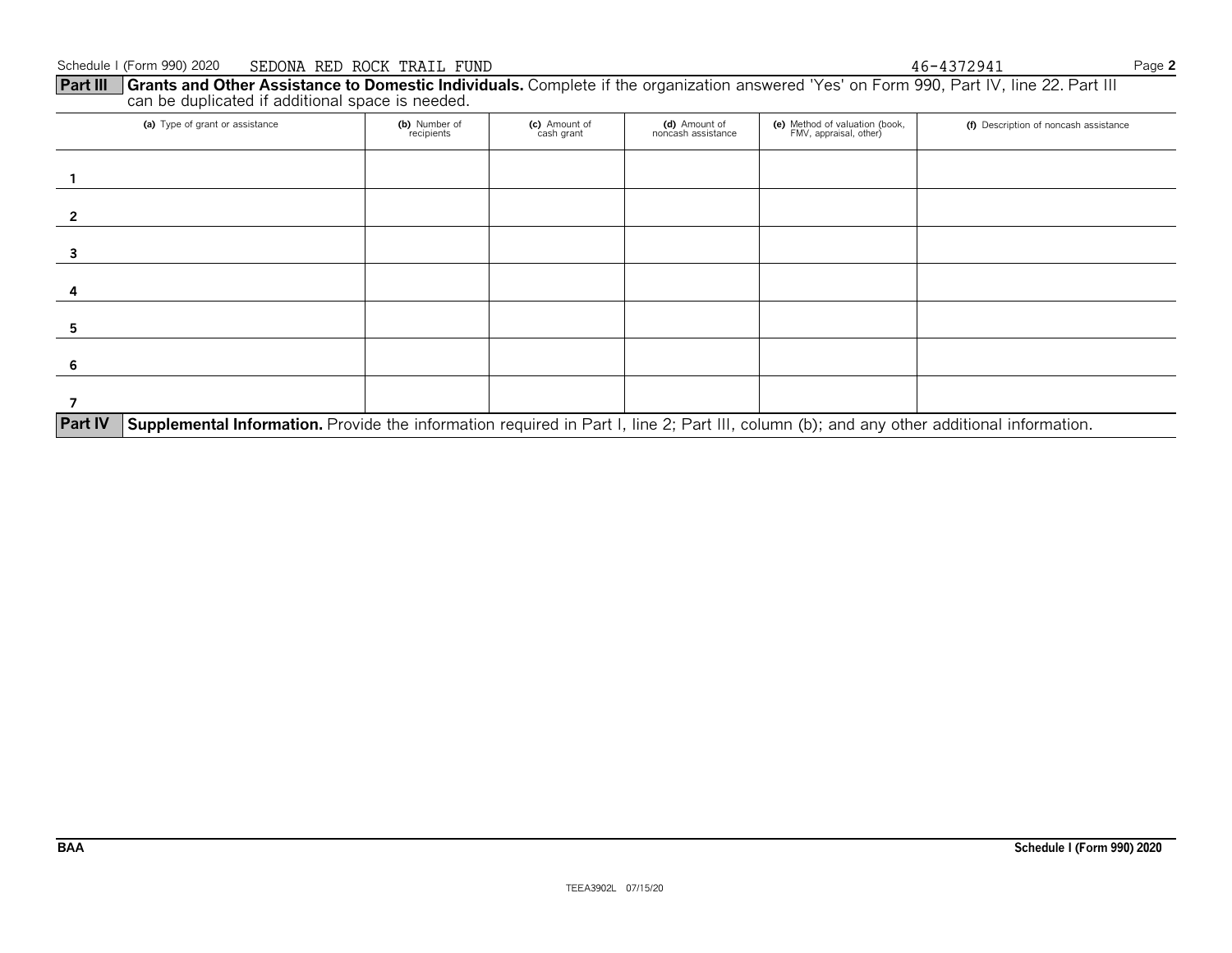Schedule I (Form 990) 2020 SEDONA RED ROCK TRAIL FUND 46-4372941

**Part III Grants and Other Assistance to Domestic Individuals.** Complete if the organization answered 'Yes' on Form 990, Part IV, line 22. Part III can be duplicated if additional space is needed.

| | (a) Type of grant or assistance | (b) Number of recipients | (c) Amount of cash grant | (d) Amount of noncash assistance | (e) Method of valuation (book, FMV, appraisal, other) | (f) Description of noncash assistance |
|---|---|---|---|---|---|---|
| 1 | | | | | | |
| 2 | | | | | | |
| 3 | | | | | | |
| 4 | | | | | | |
| 5 | | | | | | |
| 6 | | | | | | |
| 7 | | | | | | |

**Part IV Supplemental Information.** Provide the information required in Part I, line 2; Part III, column (b); and any other additional information.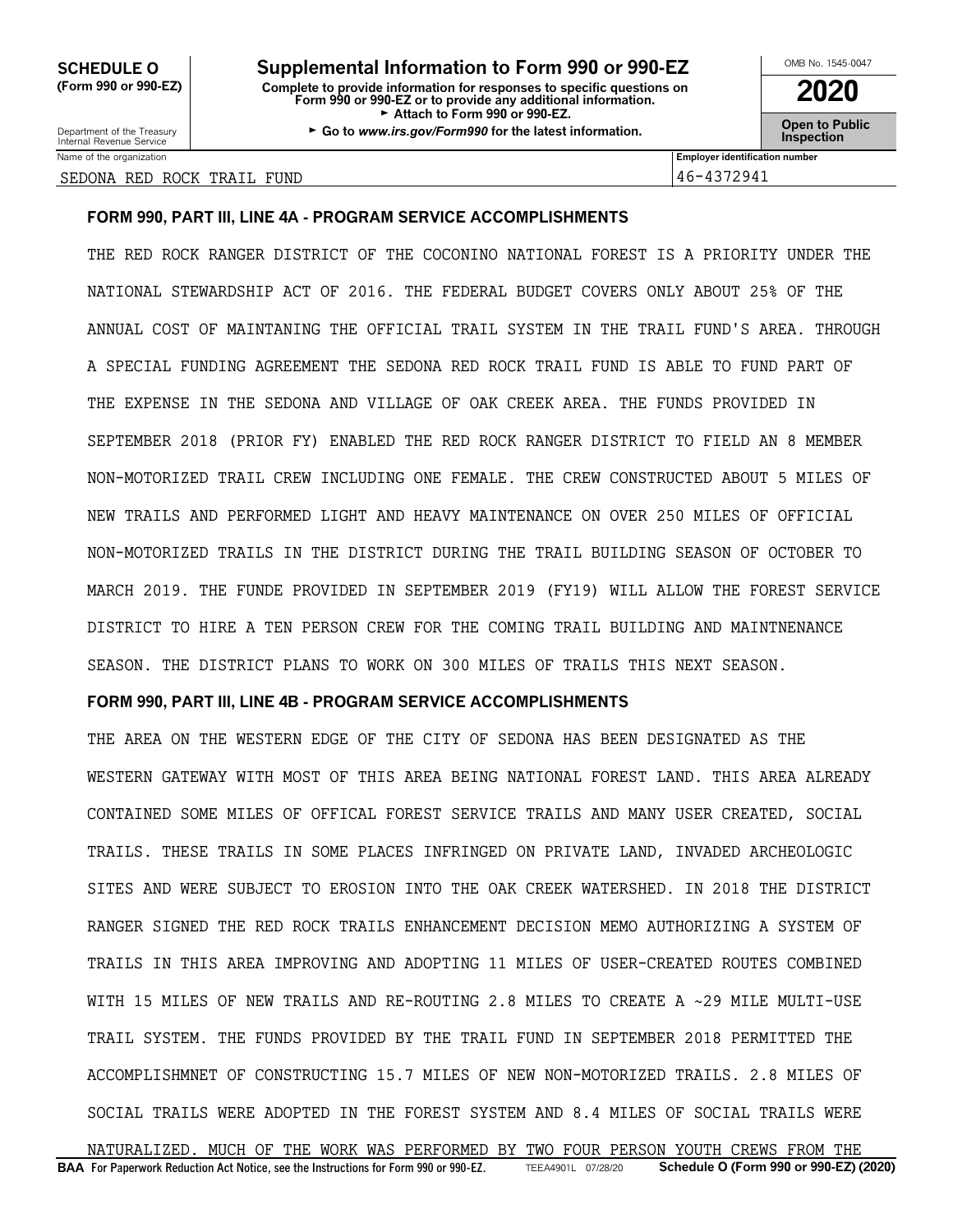**SCHEDULE O (Form 990 or 990-EZ)**

Department of the Treasury
Internal Revenue Service

# Supplemental Information to Form 990 or 990-EZ

**Complete to provide information for responses to specific questions on Form 990 or 990-EZ or to provide any additional information.**
► Attach to Form 990 or 990-EZ.
► Go to *www.irs.gov/Form990* for the latest information.

OMB No. 1545-0047

**2020**

**Open to Public Inspection**

| Name of the organization | Employer identification number |
|---|---|
| SEDONA RED ROCK TRAIL FUND | 46-4372941 |

### FORM 990, PART III, LINE 4A - PROGRAM SERVICE ACCOMPLISHMENTS

THE RED ROCK RANGER DISTRICT OF THE COCONINO NATIONAL FOREST IS A PRIORITY UNDER THE NATIONAL STEWARDSHIP ACT OF 2016. THE FEDERAL BUDGET COVERS ONLY ABOUT 25% OF THE ANNUAL COST OF MAINTANING THE OFFICIAL TRAIL SYSTEM IN THE TRAIL FUND'S AREA. THROUGH A SPECIAL FUNDING AGREEMENT THE SEDONA RED ROCK TRAIL FUND IS ABLE TO FUND PART OF THE EXPENSE IN THE SEDONA AND VILLAGE OF OAK CREEK AREA. THE FUNDS PROVIDED IN SEPTEMBER 2018 (PRIOR FY) ENABLED THE RED ROCK RANGER DISTRICT TO FIELD AN 8 MEMBER NON-MOTORIZED TRAIL CREW INCLUDING ONE FEMALE. THE CREW CONSTRUCTED ABOUT 5 MILES OF NEW TRAILS AND PERFORMED LIGHT AND HEAVY MAINTENANCE ON OVER 250 MILES OF OFFICIAL NON-MOTORIZED TRAILS IN THE DISTRICT DURING THE TRAIL BUILDING SEASON OF OCTOBER TO MARCH 2019. THE FUNDE PROVIDED IN SEPTEMBER 2019 (FY19) WILL ALLOW THE FOREST SERVICE DISTRICT TO HIRE A TEN PERSON CREW FOR THE COMING TRAIL BUILDING AND MAINTNENANCE SEASON. THE DISTRICT PLANS TO WORK ON 300 MILES OF TRAILS THIS NEXT SEASON.

### FORM 990, PART III, LINE 4B - PROGRAM SERVICE ACCOMPLISHMENTS

THE AREA ON THE WESTERN EDGE OF THE CITY OF SEDONA HAS BEEN DESIGNATED AS THE WESTERN GATEWAY WITH MOST OF THIS AREA BEING NATIONAL FOREST LAND. THIS AREA ALREADY CONTAINED SOME MILES OF OFFICAL FOREST SERVICE TRAILS AND MANY USER CREATED, SOCIAL TRAILS. THESE TRAILS IN SOME PLACES INFRINGED ON PRIVATE LAND, INVADED ARCHEOLOGIC SITES AND WERE SUBJECT TO EROSION INTO THE OAK CREEK WATERSHED. IN 2018 THE DISTRICT RANGER SIGNED THE RED ROCK TRAILS ENHANCEMENT DECISION MEMO AUTHORIZING A SYSTEM OF TRAILS IN THIS AREA IMPROVING AND ADOPTING 11 MILES OF USER-CREATED ROUTES COMBINED WITH 15 MILES OF NEW TRAILS AND RE-ROUTING 2.8 MILES TO CREATE A ~29 MILE MULTI-USE TRAIL SYSTEM. THE FUNDS PROVIDED BY THE TRAIL FUND IN SEPTEMBER 2018 PERMITTED THE ACCOMPLISHMNET OF CONSTRUCTING 15.7 MILES OF NEW NON-MOTORIZED TRAILS. 2.8 MILES OF SOCIAL TRAILS WERE ADOPTED IN THE FOREST SYSTEM AND 8.4 MILES OF SOCIAL TRAILS WERE NATURALIZED. MUCH OF THE WORK WAS PERFORMED BY TWO FOUR PERSON YOUTH CREWS FROM THE

**BAA** For Paperwork Reduction Act Notice, see the Instructions for Form 990 or 990-EZ. TEEA4901L 07/28/20 **Schedule O (Form 990 or 990-EZ) (2020)**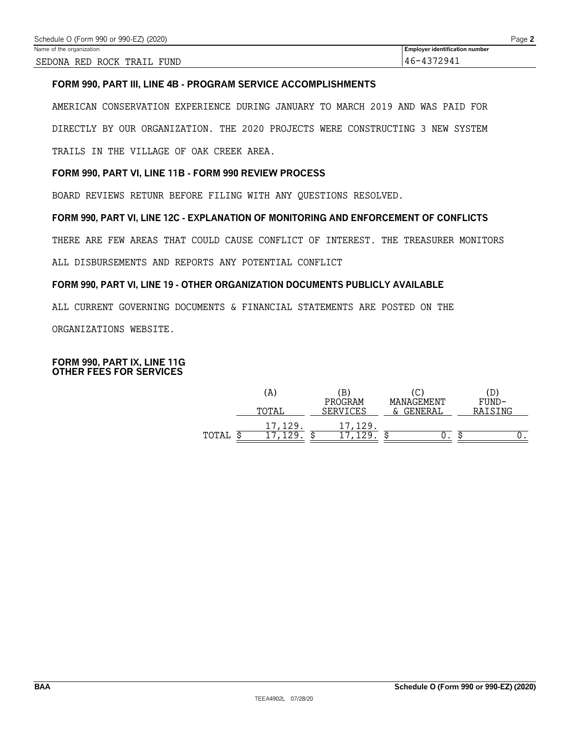Schedule O (Form 990 or 990-EZ) (2020)

Name of the organization: SEDONA RED ROCK TRAIL FUND

Employer identification number: 46-4372941

### FORM 990, PART III, LINE 4B - PROGRAM SERVICE ACCOMPLISHMENTS

AMERICAN CONSERVATION EXPERIENCE DURING JANUARY TO MARCH 2019 AND WAS PAID FOR DIRECTLY BY OUR ORGANIZATION. THE 2020 PROJECTS WERE CONSTRUCTING 3 NEW SYSTEM TRAILS IN THE VILLAGE OF OAK CREEK AREA.

### FORM 990, PART VI, LINE 11B - FORM 990 REVIEW PROCESS

BOARD REVIEWS RETUNR BEFORE FILING WITH ANY QUESTIONS RESOLVED.

### FORM 990, PART VI, LINE 12C - EXPLANATION OF MONITORING AND ENFORCEMENT OF CONFLICTS

THERE ARE FEW AREAS THAT COULD CAUSE CONFLICT OF INTEREST. THE TREASURER MONITORS ALL DISBURSEMENTS AND REPORTS ANY POTENTIAL CONFLICT

### FORM 990, PART VI, LINE 19 - OTHER ORGANIZATION DOCUMENTS PUBLICLY AVAILABLE

ALL CURRENT GOVERNING DOCUMENTS & FINANCIAL STATEMENTS ARE POSTED ON THE ORGANIZATIONS WEBSITE.

### FORM 990, PART IX, LINE 11G OTHER FEES FOR SERVICES

| | (A) TOTAL | (B) PROGRAM SERVICES | (C) MANAGEMENT & GENERAL | (D) FUND-RAISING |
|---|---|---|---|---|
| | 17,129. | 17,129. | | |
| TOTAL | $ 17,129. | $ 17,129. | $ 0. | $ 0. |

BAA

TEEA4902L 07/28/20